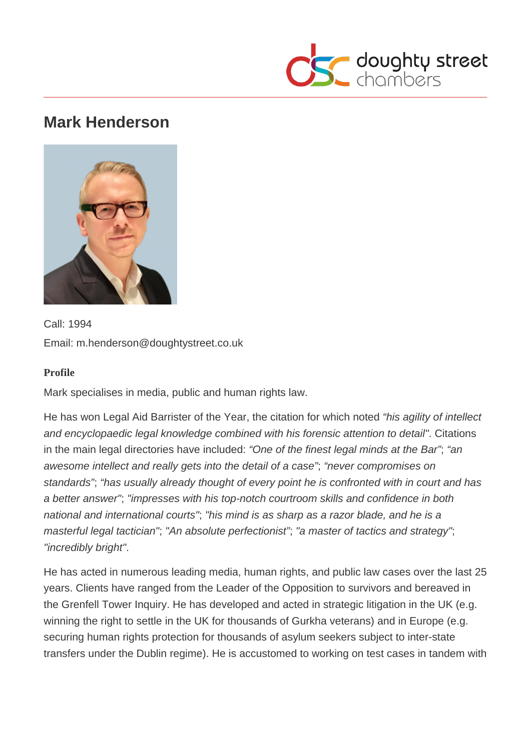# Mark Henderson

Call: 1994

Email: m.henderson@doughtystreet.co.uk

**Profile**

Mark specialises in media, public and human rights law.

He has won Legal Aid Barrister of the Year, the citation for which noted *"his agility of intellect and encyclopaedic legal knowledge combined with his forensic attention to detail"*. Citations in the main legal directories have included: *"One of the finest legal minds at the Bar"*; *"an awesome intellect and really gets into the detail of a case"*; *"never compromises on standards"*; *"has usually already thought of every point he is confronted with in court and has a better answer"*; *"impresses with his top-notch courtroom skills and confidence in both national and international courts"*; *"his mind is as sharp as a razor blade, and he is a masterful legal tactician"*; *"An absolute perfectionist"*; *"a master of tactics and strategy"*; *"incredibly bright"*.

He has acted in numerous leading media, human rights, and public law cases over the last 25 years. Clients have ranged from the Leader of the Opposition to survivors and bereaved in the Grenfell Tower Inquiry. He has developed and acted in strategic litigation in the UK (e.g. winning the right to settle in the UK for thousands of Gurkha veterans) and in Europe (e.g. securing human rights protection for thousands of asylum seekers subject to inter-state transfers under the Dublin regime). He is accustomed to working on test cases in tandem with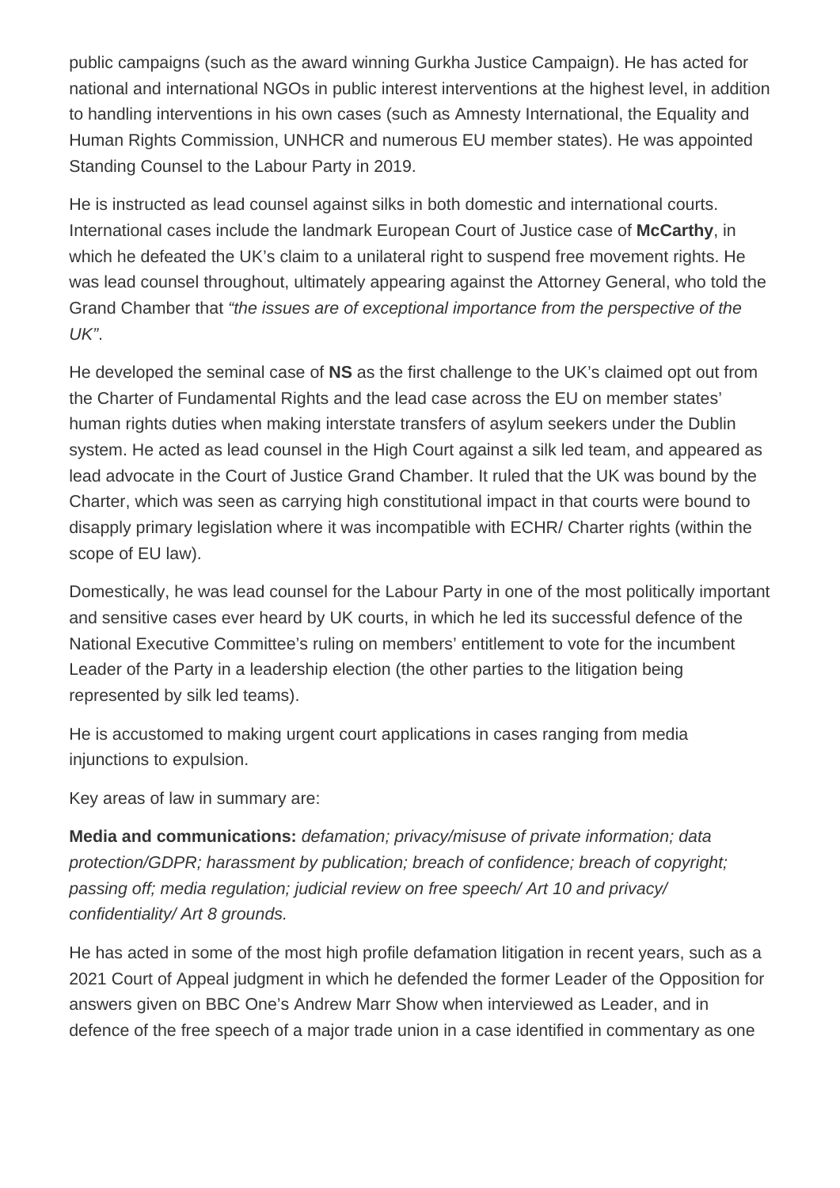public campaigns (such as the award winning Gurkha Justice Campaign). He has acted for national and international NGOs in public interest interventions at the highest level, in addition to handling interventions in his own cases (such as Amnesty International, the Equality and Human Rights Commission, UNHCR and numerous EU member states). He was appointed Standing Counsel to the Labour Party in 2019.

He is instructed as lead counsel against silks in both domestic and international courts. International cases include the landmark European Court of Justice case of **McCarthy**, in which he defeated the UK's claim to a unilateral right to suspend free movement rights. He was lead counsel throughout, ultimately appearing against the Attorney General, who told the Grand Chamber that *"the issues are of exceptional importance from the perspective of the UK"*.

He developed the seminal case of **NS** as the first challenge to the UK's claimed opt out from the Charter of Fundamental Rights and the lead case across the EU on member states' human rights duties when making interstate transfers of asylum seekers under the Dublin system. He acted as lead counsel in the High Court against a silk led team, and appeared as lead advocate in the Court of Justice Grand Chamber. It ruled that the UK was bound by the Charter, which was seen as carrying high constitutional impact in that courts were bound to disapply primary legislation where it was incompatible with ECHR/ Charter rights (within the scope of EU law).

Domestically, he was lead counsel for the Labour Party in one of the most politically important and sensitive cases ever heard by UK courts, in which he led its successful defence of the National Executive Committee's ruling on members' entitlement to vote for the incumbent Leader of the Party in a leadership election (the other parties to the litigation being represented by silk led teams).

He is accustomed to making urgent court applications in cases ranging from media injunctions to expulsion.

Key areas of law in summary are:

**Media and communications:** *defamation; privacy/misuse of private information; data protection/GDPR; harassment by publication; breach of confidence; breach of copyright; passing off; media regulation; judicial review on free speech/ Art 10 and privacy/ confidentiality/ Art 8 grounds.*

He has acted in some of the most high profile defamation litigation in recent years, such as a 2021 Court of Appeal judgment in which he defended the former Leader of the Opposition for answers given on BBC One's Andrew Marr Show when interviewed as Leader, and in defence of the free speech of a major trade union in a case identified in commentary as one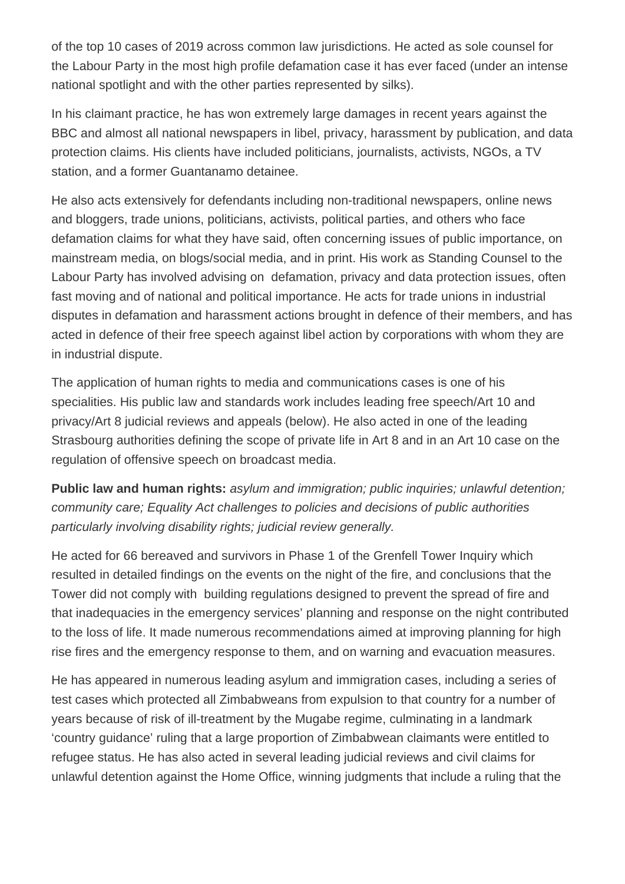of the top 10 cases of 2019 across common law jurisdictions. He acted as sole counsel for the Labour Party in the most high profile defamation case it has ever faced (under an intense national spotlight and with the other parties represented by silks).

In his claimant practice, he has won extremely large damages in recent years against the BBC and almost all national newspapers in libel, privacy, harassment by publication, and data protection claims. His clients have included politicians, journalists, activists, NGOs, a TV station, and a former Guantanamo detainee.

He also acts extensively for defendants including non-traditional newspapers, online news and bloggers, trade unions, politicians, activists, political parties, and others who face defamation claims for what they have said, often concerning issues of public importance, on mainstream media, on blogs/social media, and in print. His work as Standing Counsel to the Labour Party has involved advising on defamation, privacy and data protection issues, often fast moving and of national and political importance. He acts for trade unions in industrial disputes in defamation and harassment actions brought in defence of their members, and has acted in defence of their free speech against libel action by corporations with whom they are in industrial dispute.

The application of human rights to media and communications cases is one of his specialities. His public law and standards work includes leading free speech/Art 10 and privacy/Art 8 judicial reviews and appeals (below). He also acted in one of the leading Strasbourg authorities defining the scope of private life in Art 8 and in an Art 10 case on the regulation of offensive speech on broadcast media.

**Public law and human rights:** *asylum and immigration; public inquiries; unlawful detention; community care; Equality Act challenges to policies and decisions of public authorities particularly involving disability rights; judicial review generally.*

He acted for 66 bereaved and survivors in Phase 1 of the Grenfell Tower Inquiry which resulted in detailed findings on the events on the night of the fire, and conclusions that the Tower did not comply with building regulations designed to prevent the spread of fire and that inadequacies in the emergency services' planning and response on the night contributed to the loss of life. It made numerous recommendations aimed at improving planning for high rise fires and the emergency response to them, and on warning and evacuation measures.

He has appeared in numerous leading asylum and immigration cases, including a series of test cases which protected all Zimbabweans from expulsion to that country for a number of years because of risk of ill-treatment by the Mugabe regime, culminating in a landmark 'country guidance' ruling that a large proportion of Zimbabwean claimants were entitled to refugee status. He has also acted in several leading judicial reviews and civil claims for unlawful detention against the Home Office, winning judgments that include a ruling that the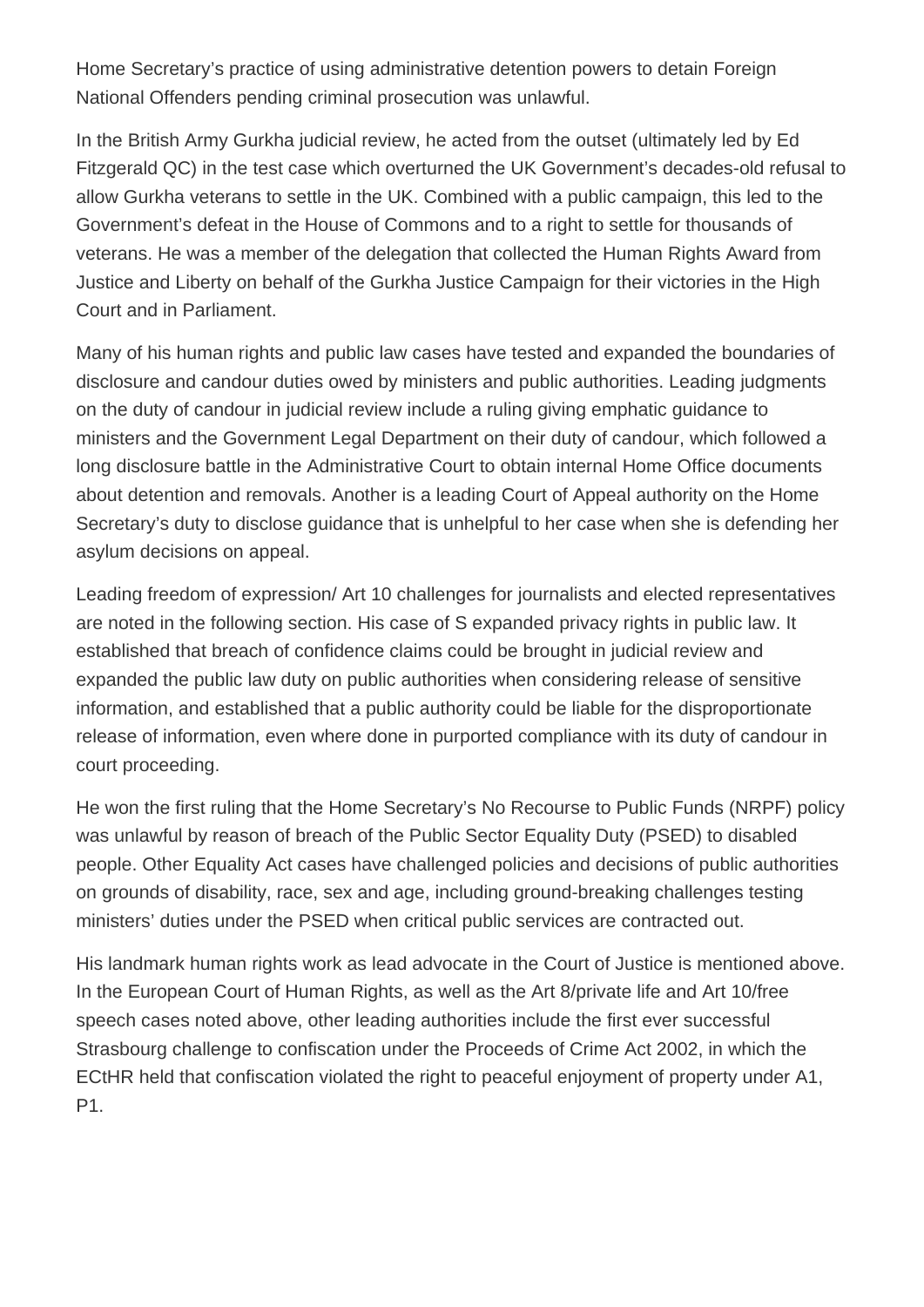Home Secretary's practice of using administrative detention powers to detain Foreign National Offenders pending criminal prosecution was unlawful.

In the British Army Gurkha judicial review, he acted from the outset (ultimately led by Ed Fitzgerald QC) in the test case which overturned the UK Government's decades-old refusal to allow Gurkha veterans to settle in the UK. Combined with a public campaign, this led to the Government's defeat in the House of Commons and to a right to settle for thousands of veterans. He was a member of the delegation that collected the Human Rights Award from Justice and Liberty on behalf of the Gurkha Justice Campaign for their victories in the High Court and in Parliament.

Many of his human rights and public law cases have tested and expanded the boundaries of disclosure and candour duties owed by ministers and public authorities. Leading judgments on the duty of candour in judicial review include a ruling giving emphatic guidance to ministers and the Government Legal Department on their duty of candour, which followed a long disclosure battle in the Administrative Court to obtain internal Home Office documents about detention and removals. Another is a leading Court of Appeal authority on the Home Secretary's duty to disclose guidance that is unhelpful to her case when she is defending her asylum decisions on appeal.

Leading freedom of expression/ Art 10 challenges for journalists and elected representatives are noted in the following section. His case of S expanded privacy rights in public law. It established that breach of confidence claims could be brought in judicial review and expanded the public law duty on public authorities when considering release of sensitive information, and established that a public authority could be liable for the disproportionate release of information, even where done in purported compliance with its duty of candour in court proceeding.

He won the first ruling that the Home Secretary's No Recourse to Public Funds (NRPF) policy was unlawful by reason of breach of the Public Sector Equality Duty (PSED) to disabled people. Other Equality Act cases have challenged policies and decisions of public authorities on grounds of disability, race, sex and age, including ground-breaking challenges testing ministers' duties under the PSED when critical public services are contracted out.

His landmark human rights work as lead advocate in the Court of Justice is mentioned above. In the European Court of Human Rights, as well as the Art 8/private life and Art 10/free speech cases noted above, other leading authorities include the first ever successful Strasbourg challenge to confiscation under the Proceeds of Crime Act 2002, in which the ECtHR held that confiscation violated the right to peaceful enjoyment of property under A1, P1.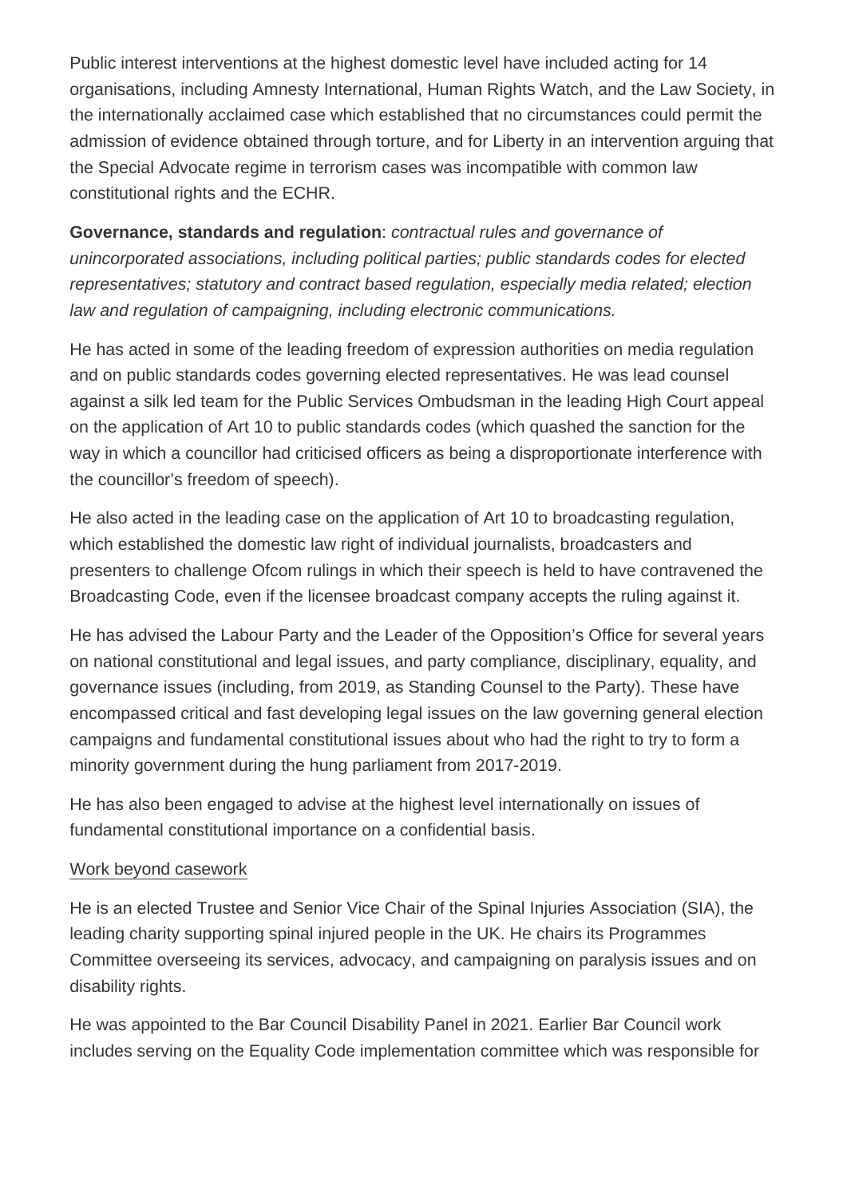Public interest interventions at the highest domestic level have included acting for 14 organisations, including Amnesty International, Human Rights Watch, and the Law Society, in the internationally acclaimed case which established that no circumstances could permit the admission of evidence obtained through torture, and for Liberty in an intervention arguing that the Special Advocate regime in terrorism cases was incompatible with common law constitutional rights and the ECHR.

**Governance, standards and regulation**: *contractual rules and governance of unincorporated associations, including political parties; public standards codes for elected representatives; statutory and contract based regulation, especially media related; election law and regulation of campaigning, including electronic communications.*

He has acted in some of the leading freedom of expression authorities on media regulation and on public standards codes governing elected representatives. He was lead counsel against a silk led team for the Public Services Ombudsman in the leading High Court appeal on the application of Art 10 to public standards codes (which quashed the sanction for the way in which a councillor had criticised officers as being a disproportionate interference with the councillor's freedom of speech).

He also acted in the leading case on the application of Art 10 to broadcasting regulation, which established the domestic law right of individual journalists, broadcasters and presenters to challenge Ofcom rulings in which their speech is held to have contravened the Broadcasting Code, even if the licensee broadcast company accepts the ruling against it.

He has advised the Labour Party and the Leader of the Opposition's Office for several years on national constitutional and legal issues, and party compliance, disciplinary, equality, and governance issues (including, from 2019, as Standing Counsel to the Party). These have encompassed critical and fast developing legal issues on the law governing general election campaigns and fundamental constitutional issues about who had the right to try to form a minority government during the hung parliament from 2017-2019.

He has also been engaged to advise at the highest level internationally on issues of fundamental constitutional importance on a confidential basis.

Work beyond casework

He is an elected Trustee and Senior Vice Chair of the Spinal Injuries Association (SIA), the leading charity supporting spinal injured people in the UK. He chairs its Programmes Committee overseeing its services, advocacy, and campaigning on paralysis issues and on disability rights.

He was appointed to the Bar Council Disability Panel in 2021. Earlier Bar Council work includes serving on the Equality Code implementation committee which was responsible for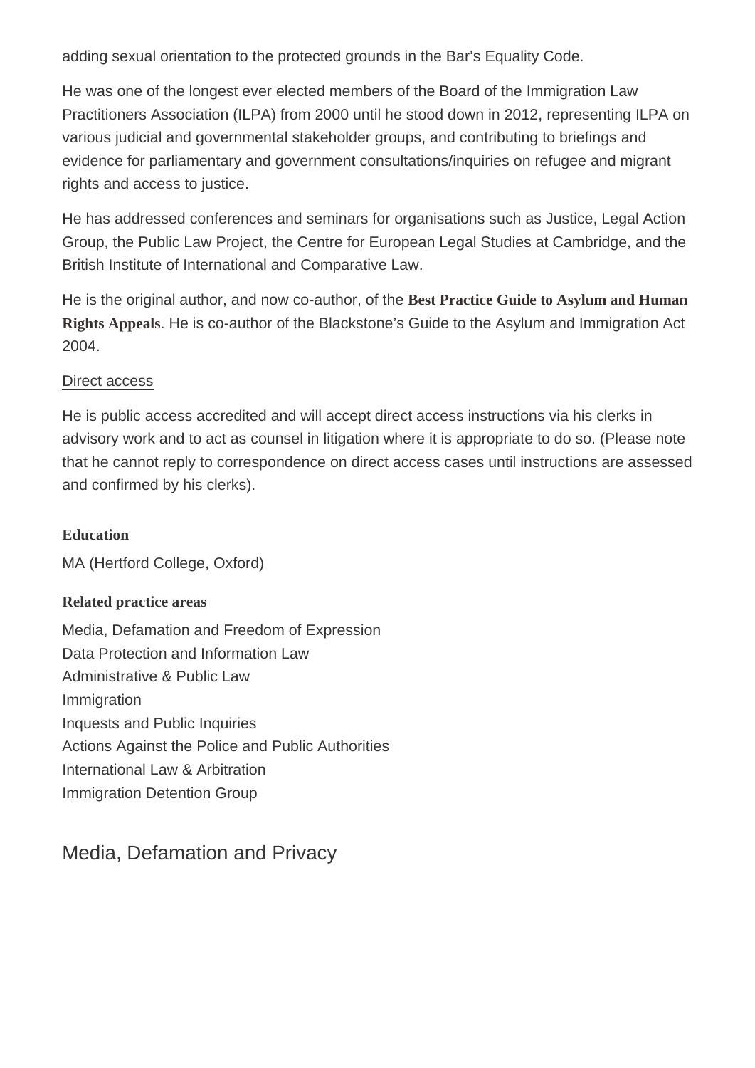adding sexual orientation to the protected grounds in the Bar's Equality Code.

He was one of the longest ever elected members of the Board of the Immigration Law Practitioners Association (ILPA) from 2000 until he stood down in 2012, representing ILPA on various judicial and governmental stakeholder groups, and contributing to briefings and evidence for parliamentary and government consultations/inquiries on refugee and migrant rights and access to justice.

He has addressed conferences and seminars for organisations such as Justice, Legal Action Group, the Public Law Project, the Centre for European Legal Studies at Cambridge, and the British Institute of International and Comparative Law.

He is the original author, and now co-author, of the **Best Practice Guide to Asylum and Human Rights Appeals**. He is co-author of the Blackstone's Guide to the Asylum and Immigration Act 2004.

Direct access

He is public access accredited and will accept direct access instructions via his clerks in advisory work and to act as counsel in litigation where it is appropriate to do so. (Please note that he cannot reply to correspondence on direct access cases until instructions are assessed and confirmed by his clerks).

**Education**

MA (Hertford College, Oxford)

**Related practice areas**

Media, Defamation and Freedom of Expression
Data Protection and Information Law
Administrative & Public Law
Immigration
Inquests and Public Inquiries
Actions Against the Police and Public Authorities
International Law & Arbitration
Immigration Detention Group

## Media, Defamation and Privacy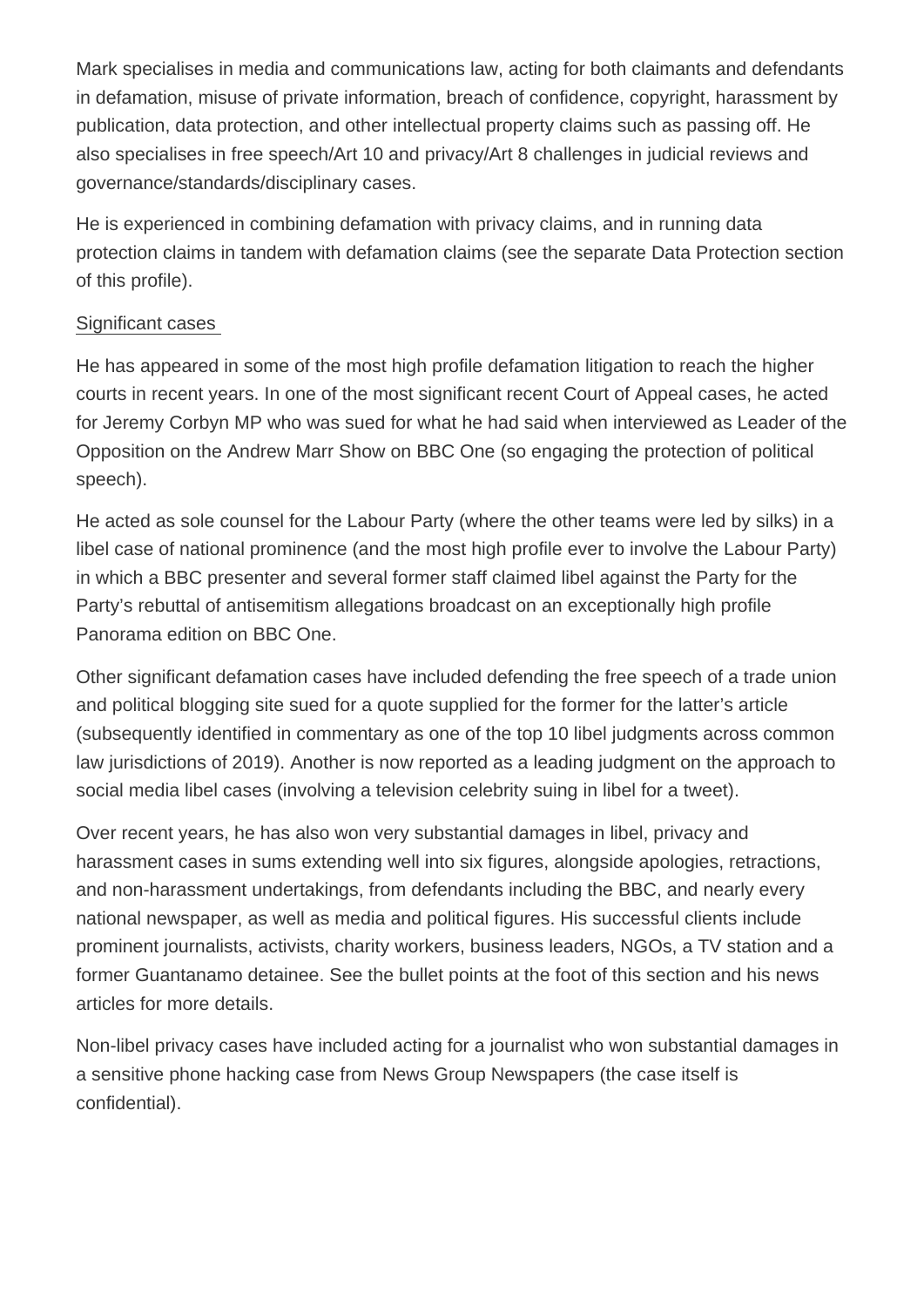Mark specialises in media and communications law, acting for both claimants and defendants in defamation, misuse of private information, breach of confidence, copyright, harassment by publication, data protection, and other intellectual property claims such as passing off. He also specialises in free speech/Art 10 and privacy/Art 8 challenges in judicial reviews and governance/standards/disciplinary cases.

He is experienced in combining defamation with privacy claims, and in running data protection claims in tandem with defamation claims (see the separate Data Protection section of this profile).

Significant cases

He has appeared in some of the most high profile defamation litigation to reach the higher courts in recent years. In one of the most significant recent Court of Appeal cases, he acted for Jeremy Corbyn MP who was sued for what he had said when interviewed as Leader of the Opposition on the Andrew Marr Show on BBC One (so engaging the protection of political speech).

He acted as sole counsel for the Labour Party (where the other teams were led by silks) in a libel case of national prominence (and the most high profile ever to involve the Labour Party) in which a BBC presenter and several former staff claimed libel against the Party for the Party's rebuttal of antisemitism allegations broadcast on an exceptionally high profile Panorama edition on BBC One.

Other significant defamation cases have included defending the free speech of a trade union and political blogging site sued for a quote supplied for the former for the latter's article (subsequently identified in commentary as one of the top 10 libel judgments across common law jurisdictions of 2019). Another is now reported as a leading judgment on the approach to social media libel cases (involving a television celebrity suing in libel for a tweet).

Over recent years, he has also won very substantial damages in libel, privacy and harassment cases in sums extending well into six figures, alongside apologies, retractions, and non-harassment undertakings, from defendants including the BBC, and nearly every national newspaper, as well as media and political figures. His successful clients include prominent journalists, activists, charity workers, business leaders, NGOs, a TV station and a former Guantanamo detainee. See the bullet points at the foot of this section and his news articles for more details.

Non-libel privacy cases have included acting for a journalist who won substantial damages in a sensitive phone hacking case from News Group Newspapers (the case itself is confidential).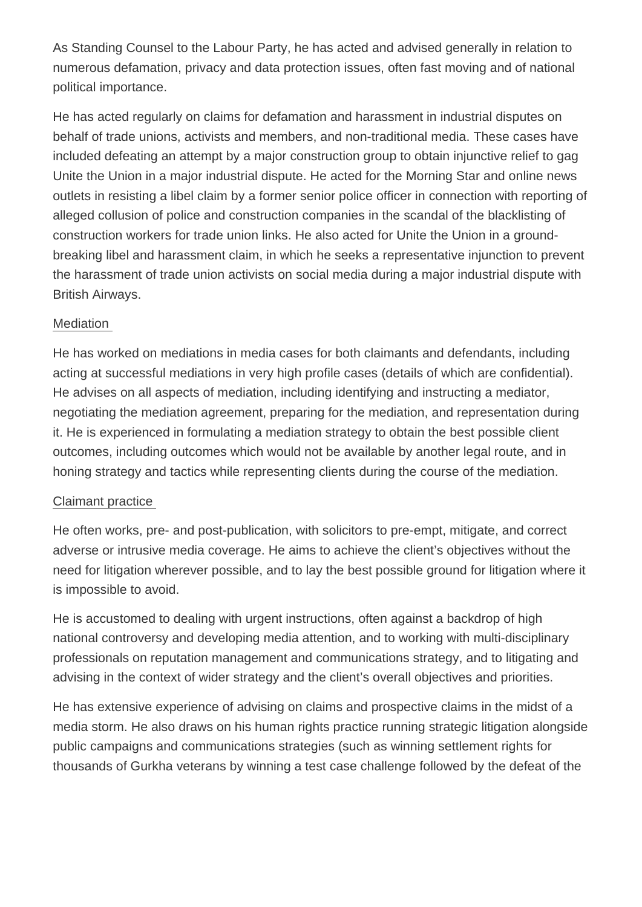As Standing Counsel to the Labour Party, he has acted and advised generally in relation to numerous defamation, privacy and data protection issues, often fast moving and of national political importance.

He has acted regularly on claims for defamation and harassment in industrial disputes on behalf of trade unions, activists and members, and non-traditional media. These cases have included defeating an attempt by a major construction group to obtain injunctive relief to gag Unite the Union in a major industrial dispute. He acted for the Morning Star and online news outlets in resisting a libel claim by a former senior police officer in connection with reporting of alleged collusion of police and construction companies in the scandal of the blacklisting of construction workers for trade union links. He also acted for Unite the Union in a ground-breaking libel and harassment claim, in which he seeks a representative injunction to prevent the harassment of trade union activists on social media during a major industrial dispute with British Airways.

Mediation

He has worked on mediations in media cases for both claimants and defendants, including acting at successful mediations in very high profile cases (details of which are confidential). He advises on all aspects of mediation, including identifying and instructing a mediator, negotiating the mediation agreement, preparing for the mediation, and representation during it. He is experienced in formulating a mediation strategy to obtain the best possible client outcomes, including outcomes which would not be available by another legal route, and in honing strategy and tactics while representing clients during the course of the mediation.

Claimant practice

He often works, pre- and post-publication, with solicitors to pre-empt, mitigate, and correct adverse or intrusive media coverage. He aims to achieve the client's objectives without the need for litigation wherever possible, and to lay the best possible ground for litigation where it is impossible to avoid.

He is accustomed to dealing with urgent instructions, often against a backdrop of high national controversy and developing media attention, and to working with multi-disciplinary professionals on reputation management and communications strategy, and to litigating and advising in the context of wider strategy and the client's overall objectives and priorities.

He has extensive experience of advising on claims and prospective claims in the midst of a media storm. He also draws on his human rights practice running strategic litigation alongside public campaigns and communications strategies (such as winning settlement rights for thousands of Gurkha veterans by winning a test case challenge followed by the defeat of the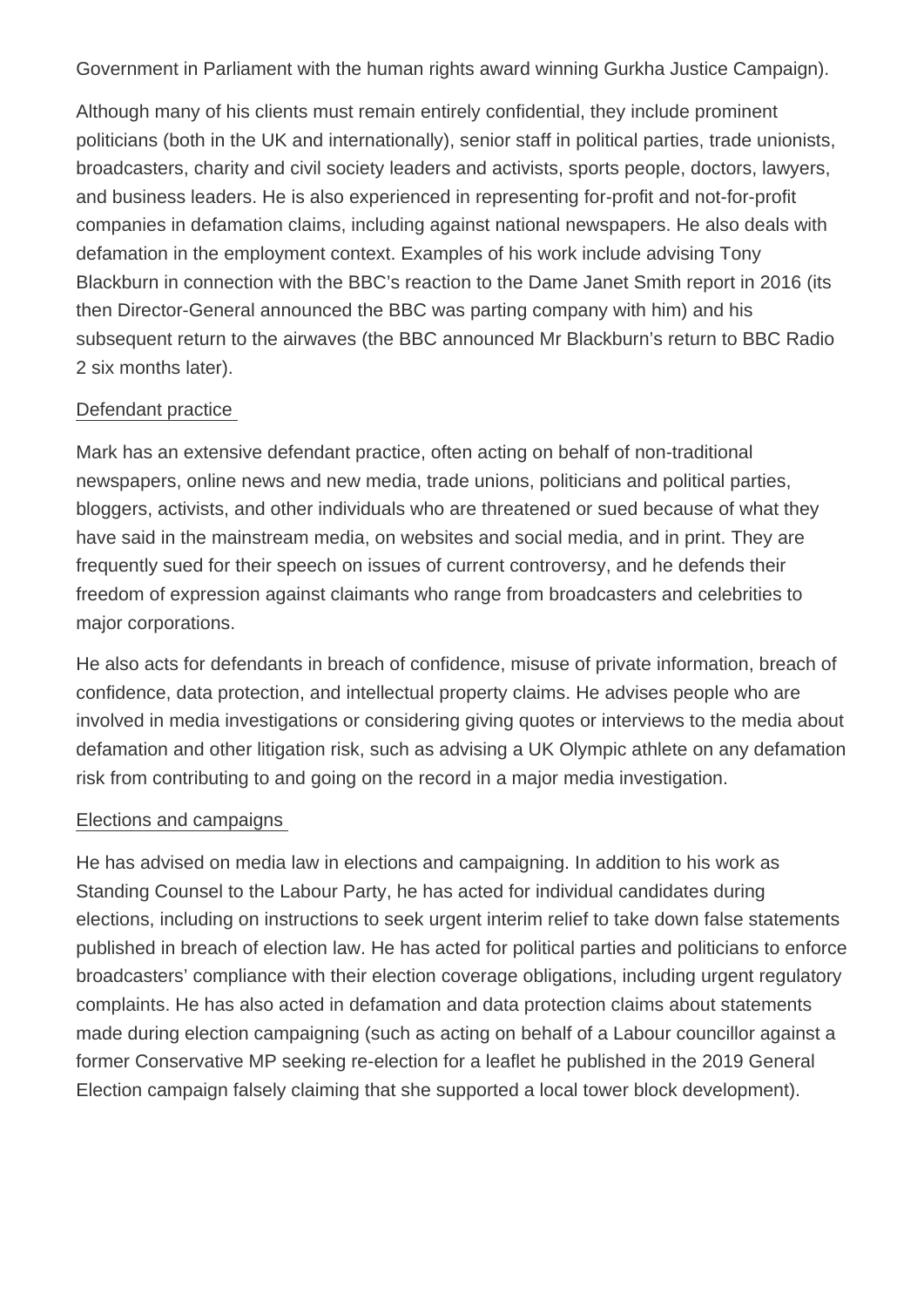Government in Parliament with the human rights award winning Gurkha Justice Campaign).

Although many of his clients must remain entirely confidential, they include prominent politicians (both in the UK and internationally), senior staff in political parties, trade unionists, broadcasters, charity and civil society leaders and activists, sports people, doctors, lawyers, and business leaders. He is also experienced in representing for-profit and not-for-profit companies in defamation claims, including against national newspapers. He also deals with defamation in the employment context. Examples of his work include advising Tony Blackburn in connection with the BBC's reaction to the Dame Janet Smith report in 2016 (its then Director-General announced the BBC was parting company with him) and his subsequent return to the airwaves (the BBC announced Mr Blackburn's return to BBC Radio 2 six months later).

Defendant practice

Mark has an extensive defendant practice, often acting on behalf of non-traditional newspapers, online news and new media, trade unions, politicians and political parties, bloggers, activists, and other individuals who are threatened or sued because of what they have said in the mainstream media, on websites and social media, and in print. They are frequently sued for their speech on issues of current controversy, and he defends their freedom of expression against claimants who range from broadcasters and celebrities to major corporations.

He also acts for defendants in breach of confidence, misuse of private information, breach of confidence, data protection, and intellectual property claims. He advises people who are involved in media investigations or considering giving quotes or interviews to the media about defamation and other litigation risk, such as advising a UK Olympic athlete on any defamation risk from contributing to and going on the record in a major media investigation.

Elections and campaigns

He has advised on media law in elections and campaigning. In addition to his work as Standing Counsel to the Labour Party, he has acted for individual candidates during elections, including on instructions to seek urgent interim relief to take down false statements published in breach of election law. He has acted for political parties and politicians to enforce broadcasters' compliance with their election coverage obligations, including urgent regulatory complaints. He has also acted in defamation and data protection claims about statements made during election campaigning (such as acting on behalf of a Labour councillor against a former Conservative MP seeking re-election for a leaflet he published in the 2019 General Election campaign falsely claiming that she supported a local tower block development).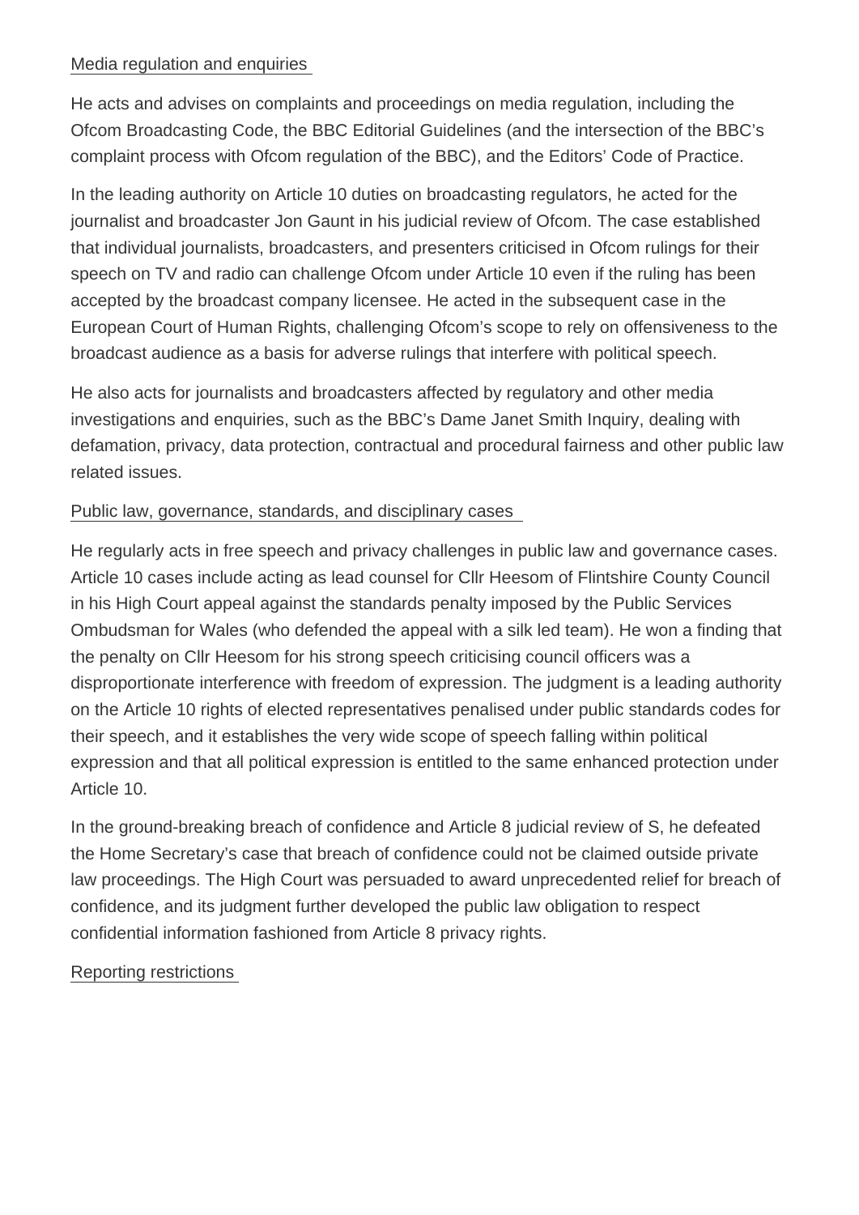Media regulation and enquiries

He acts and advises on complaints and proceedings on media regulation, including the Ofcom Broadcasting Code, the BBC Editorial Guidelines (and the intersection of the BBC's complaint process with Ofcom regulation of the BBC), and the Editors' Code of Practice.

In the leading authority on Article 10 duties on broadcasting regulators, he acted for the journalist and broadcaster Jon Gaunt in his judicial review of Ofcom. The case established that individual journalists, broadcasters, and presenters criticised in Ofcom rulings for their speech on TV and radio can challenge Ofcom under Article 10 even if the ruling has been accepted by the broadcast company licensee. He acted in the subsequent case in the European Court of Human Rights, challenging Ofcom's scope to rely on offensiveness to the broadcast audience as a basis for adverse rulings that interfere with political speech.

He also acts for journalists and broadcasters affected by regulatory and other media investigations and enquiries, such as the BBC's Dame Janet Smith Inquiry, dealing with defamation, privacy, data protection, contractual and procedural fairness and other public law related issues.

Public law, governance, standards, and disciplinary cases

He regularly acts in free speech and privacy challenges in public law and governance cases. Article 10 cases include acting as lead counsel for Cllr Heesom of Flintshire County Council in his High Court appeal against the standards penalty imposed by the Public Services Ombudsman for Wales (who defended the appeal with a silk led team). He won a finding that the penalty on Cllr Heesom for his strong speech criticising council officers was a disproportionate interference with freedom of expression. The judgment is a leading authority on the Article 10 rights of elected representatives penalised under public standards codes for their speech, and it establishes the very wide scope of speech falling within political expression and that all political expression is entitled to the same enhanced protection under Article 10.

In the ground-breaking breach of confidence and Article 8 judicial review of S, he defeated the Home Secretary's case that breach of confidence could not be claimed outside private law proceedings. The High Court was persuaded to award unprecedented relief for breach of confidence, and its judgment further developed the public law obligation to respect confidential information fashioned from Article 8 privacy rights.

Reporting restrictions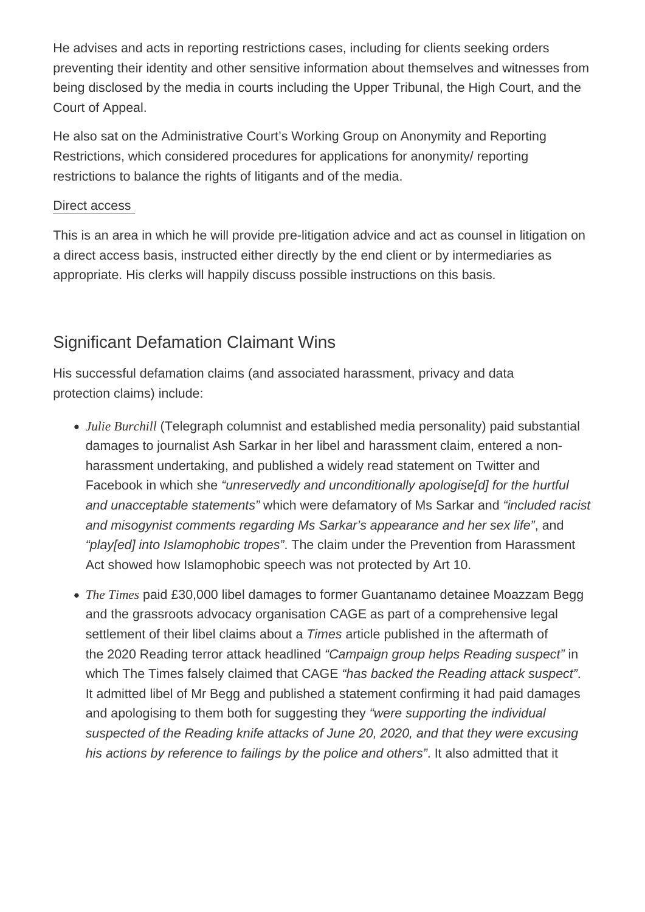He advises and acts in reporting restrictions cases, including for clients seeking orders preventing their identity and other sensitive information about themselves and witnesses from being disclosed by the media in courts including the Upper Tribunal, the High Court, and the Court of Appeal.

He also sat on the Administrative Court's Working Group on Anonymity and Reporting Restrictions, which considered procedures for applications for anonymity/ reporting restrictions to balance the rights of litigants and of the media.

Direct access

This is an area in which he will provide pre-litigation advice and act as counsel in litigation on a direct access basis, instructed either directly by the end client or by intermediaries as appropriate. His clerks will happily discuss possible instructions on this basis.

## Significant Defamation Claimant Wins

His successful defamation claims (and associated harassment, privacy and data protection claims) include:

- *Julie Burchill* (Telegraph columnist and established media personality) paid substantial damages to journalist Ash Sarkar in her libel and harassment claim, entered a non-harassment undertaking, and published a widely read statement on Twitter and Facebook in which she *"unreservedly and unconditionally apologise[d] for the hurtful and unacceptable statements"* which were defamatory of Ms Sarkar and *"included racist and misogynist comments regarding Ms Sarkar's appearance and her sex life"*, and *"play[ed] into Islamophobic tropes"*. The claim under the Prevention from Harassment Act showed how Islamophobic speech was not protected by Art 10.
- *The Times* paid £30,000 libel damages to former Guantanamo detainee Moazzam Begg and the grassroots advocacy organisation CAGE as part of a comprehensive legal settlement of their libel claims about a *Times* article published in the aftermath of the 2020 Reading terror attack headlined *"Campaign group helps Reading suspect"* in which The Times falsely claimed that CAGE *"has backed the Reading attack suspect"*. It admitted libel of Mr Begg and published a statement confirming it had paid damages and apologising to them both for suggesting they *"were supporting the individual suspected of the Reading knife attacks of June 20, 2020, and that they were excusing his actions by reference to failings by the police and others"*. It also admitted that it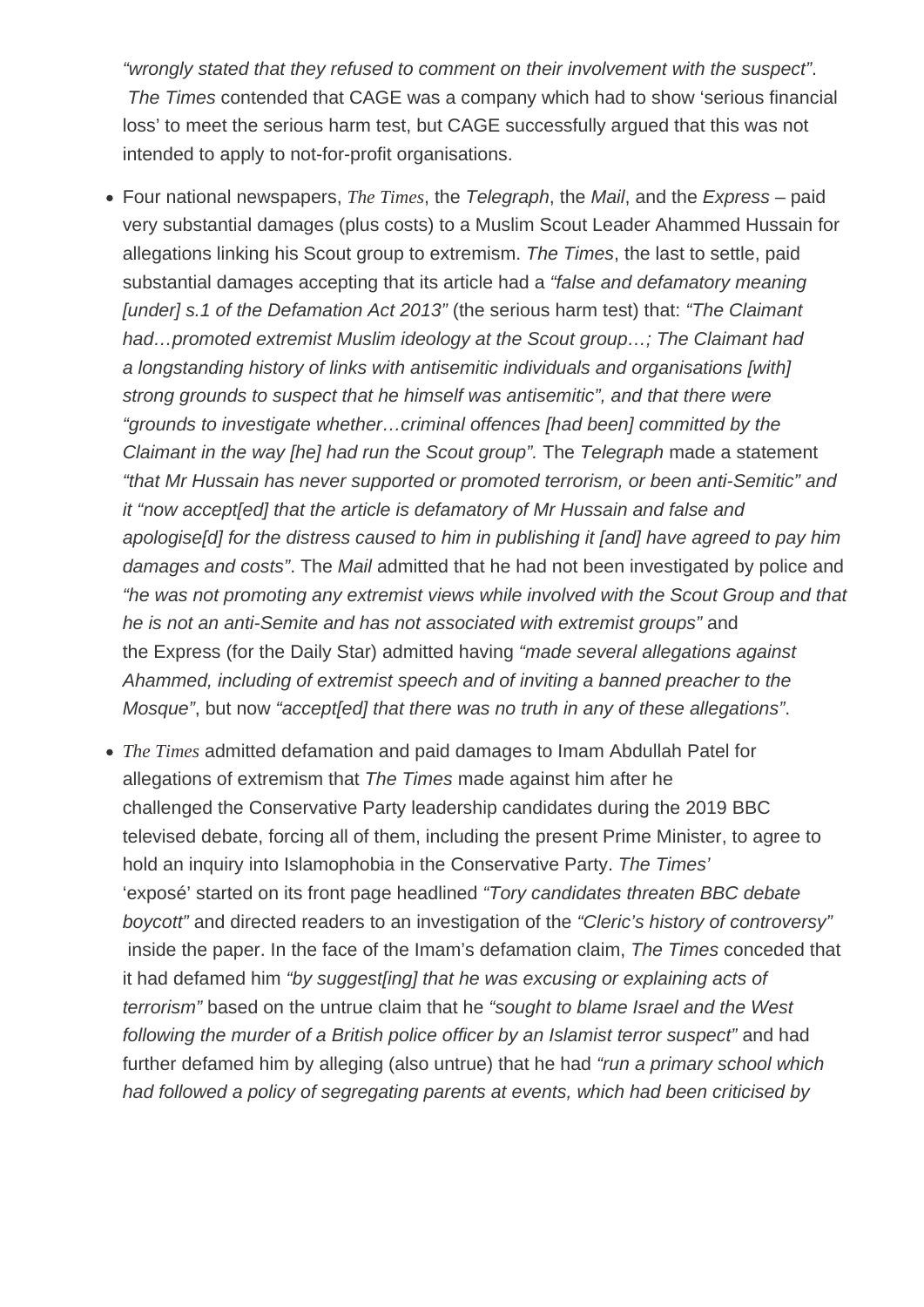*"wrongly stated that they refused to comment on their involvement with the suspect".* *The Times* contended that CAGE was a company which had to show 'serious financial loss' to meet the serious harm test, but CAGE successfully argued that this was not intended to apply to not-for-profit organisations.

- Four national newspapers, *The Times*, the *Telegraph*, the *Mail*, and the *Express* – paid very substantial damages (plus costs) to a Muslim Scout Leader Ahammed Hussain for allegations linking his Scout group to extremism. *The Times*, the last to settle, paid substantial damages accepting that its article had a *"false and defamatory meaning [under] s.1 of the Defamation Act 2013"* (the serious harm test) that: *"The Claimant had…promoted extremist Muslim ideology at the Scout group…; The Claimant had a longstanding history of links with antisemitic individuals and organisations [with] strong grounds to suspect that he himself was antisemitic", and that there were "grounds to investigate whether…criminal offences [had been] committed by the Claimant in the way [he] had run the Scout group".* The *Telegraph* made a statement *"that Mr Hussain has never supported or promoted terrorism, or been anti-Semitic" and it "now accept[ed] that the article is defamatory of Mr Hussain and false and apologise[d] for the distress caused to him in publishing it [and] have agreed to pay him damages and costs"*. The *Mail* admitted that he had not been investigated by police and *"he was not promoting any extremist views while involved with the Scout Group and that he is not an anti-Semite and has not associated with extremist groups"* and the Express (for the Daily Star) admitted having *"made several allegations against Ahammed, including of extremist speech and of inviting a banned preacher to the Mosque"*, but now *"accept[ed] that there was no truth in any of these allegations"*.
- *The Times* admitted defamation and paid damages to Imam Abdullah Patel for allegations of extremism that *The Times* made against him after he challenged the Conservative Party leadership candidates during the 2019 BBC televised debate, forcing all of them, including the present Prime Minister, to agree to hold an inquiry into Islamophobia in the Conservative Party. *The Times'* 'exposé' started on its front page headlined *"Tory candidates threaten BBC debate boycott"* and directed readers to an investigation of the *"Cleric's history of controversy"* inside the paper. In the face of the Imam's defamation claim, *The Times* conceded that it had defamed him *"by suggest[ing] that he was excusing or explaining acts of terrorism"* based on the untrue claim that he *"sought to blame Israel and the West following the murder of a British police officer by an Islamist terror suspect"* and had further defamed him by alleging (also untrue) that he had *"run a primary school which had followed a policy of segregating parents at events, which had been criticised by*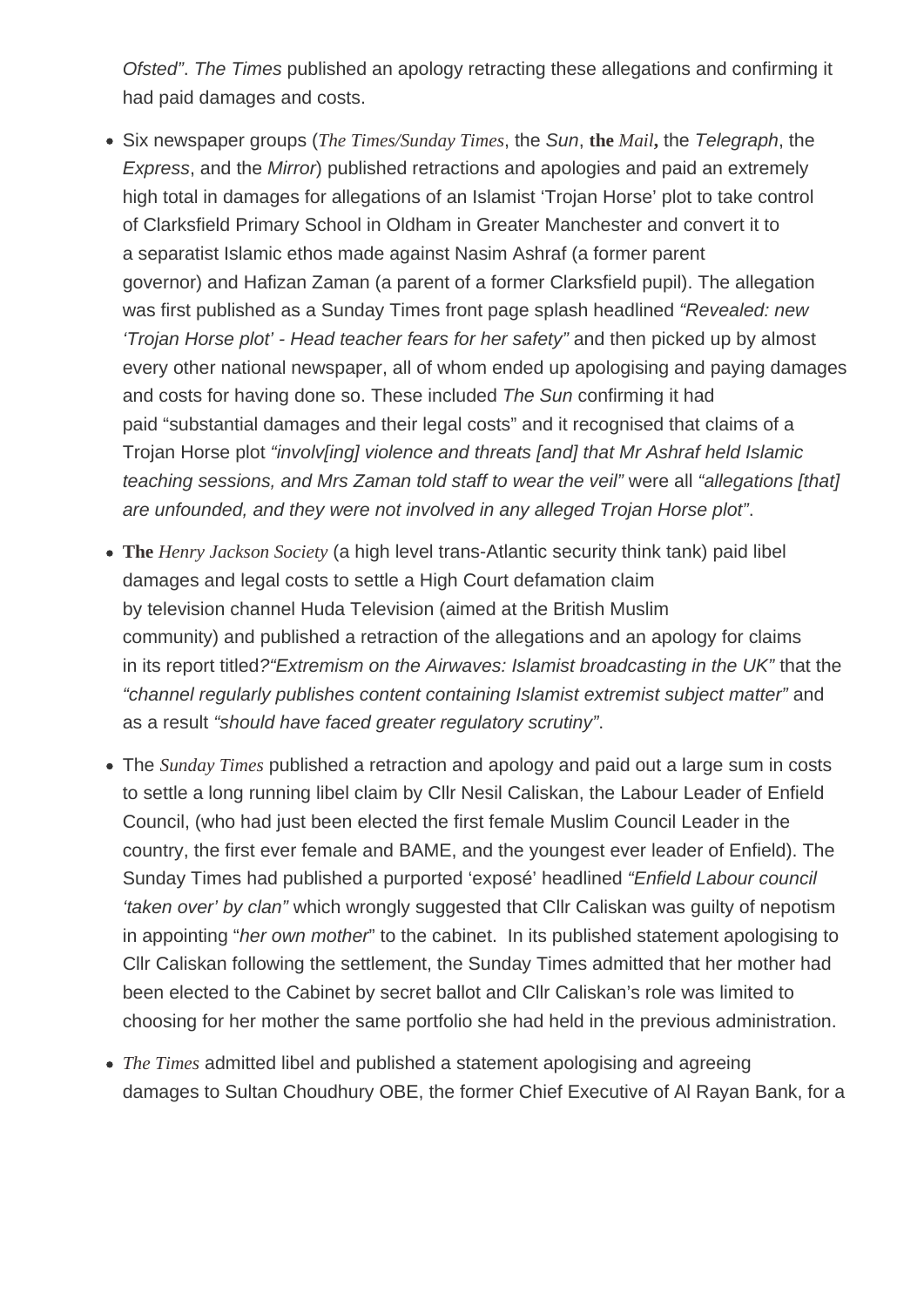*Ofsted"*. *The Times* published an apology retracting these allegations and confirming it had paid damages and costs.

- Six newspaper groups (*The Times/Sunday Times*, the *Sun*, **the** *Mail***,** the *Telegraph*, the *Express*, and the *Mirror*) published retractions and apologies and paid an extremely high total in damages for allegations of an Islamist 'Trojan Horse' plot to take control of Clarksfield Primary School in Oldham in Greater Manchester and convert it to a separatist Islamic ethos made against Nasim Ashraf (a former parent governor) and Hafizan Zaman (a parent of a former Clarksfield pupil). The allegation was first published as a Sunday Times front page splash headlined *"Revealed: new 'Trojan Horse plot' - Head teacher fears for her safety"* and then picked up by almost every other national newspaper, all of whom ended up apologising and paying damages and costs for having done so. These included *The Sun* confirming it had paid "substantial damages and their legal costs" and it recognised that claims of a Trojan Horse plot *"involv[ing] violence and threats [and] that Mr Ashraf held Islamic teaching sessions, and Mrs Zaman told staff to wear the veil"* were all *"allegations [that] are unfounded, and they were not involved in any alleged Trojan Horse plot"*.
- **The** *Henry Jackson Society* (a high level trans-Atlantic security think tank) paid libel damages and legal costs to settle a High Court defamation claim by television channel Huda Television (aimed at the British Muslim community) and published a retraction of the allegations and an apology for claims in its report titled*?"Extremism on the Airwaves: Islamist broadcasting in the UK"* that the *"channel regularly publishes content containing Islamist extremist subject matter"* and as a result *"should have faced greater regulatory scrutiny"*.
- The *Sunday Times* published a retraction and apology and paid out a large sum in costs to settle a long running libel claim by Cllr Nesil Caliskan, the Labour Leader of Enfield Council, (who had just been elected the first female Muslim Council Leader in the country, the first ever female and BAME, and the youngest ever leader of Enfield). The Sunday Times had published a purported 'exposé' headlined *"Enfield Labour council 'taken over' by clan"* which wrongly suggested that Cllr Caliskan was guilty of nepotism in appointing "*her own mother*" to the cabinet. In its published statement apologising to Cllr Caliskan following the settlement, the Sunday Times admitted that her mother had been elected to the Cabinet by secret ballot and Cllr Caliskan's role was limited to choosing for her mother the same portfolio she had held in the previous administration.
- *The Times* admitted libel and published a statement apologising and agreeing damages to Sultan Choudhury OBE, the former Chief Executive of Al Rayan Bank, for a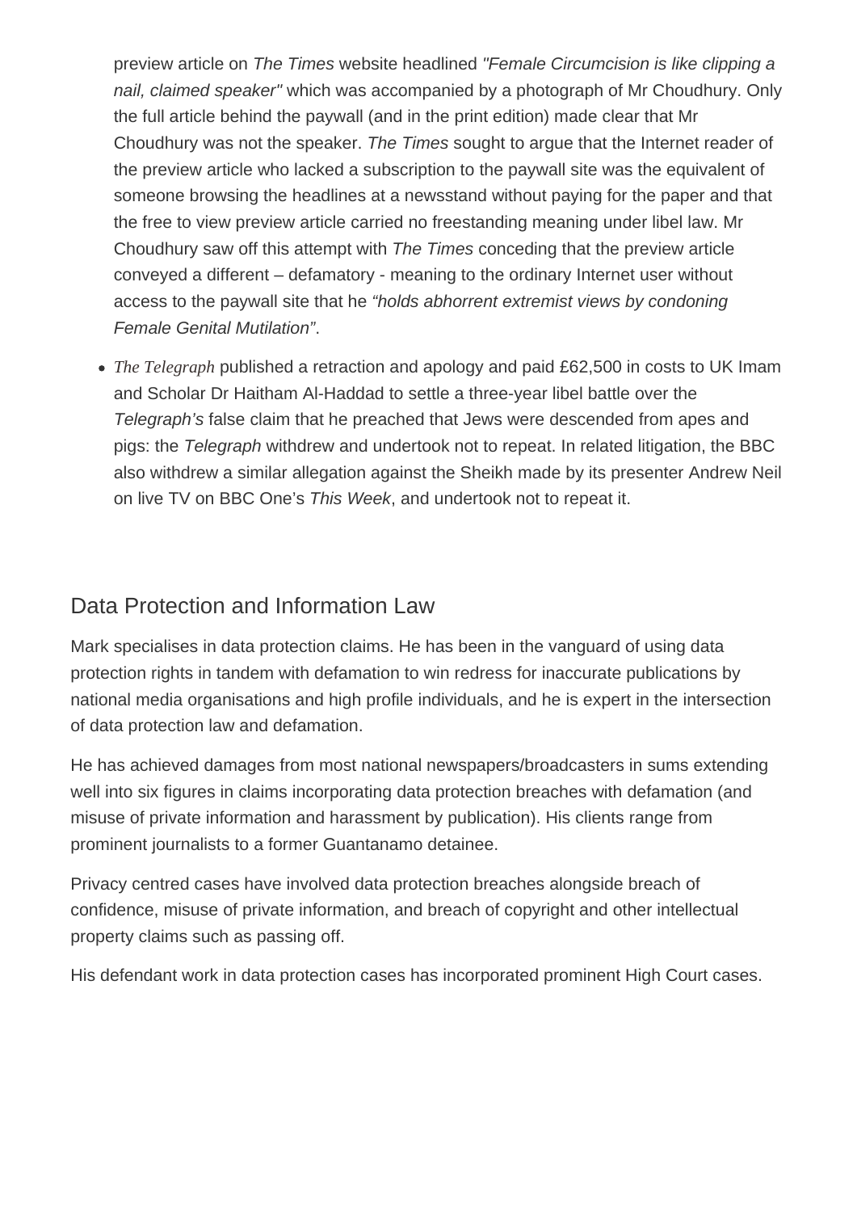preview article on *The Times* website headlined *"Female Circumcision is like clipping a nail, claimed speaker"* which was accompanied by a photograph of Mr Choudhury. Only the full article behind the paywall (and in the print edition) made clear that Mr Choudhury was not the speaker. *The Times* sought to argue that the Internet reader of the preview article who lacked a subscription to the paywall site was the equivalent of someone browsing the headlines at a newsstand without paying for the paper and that the free to view preview article carried no freestanding meaning under libel law. Mr Choudhury saw off this attempt with *The Times* conceding that the preview article conveyed a different – defamatory - meaning to the ordinary Internet user without access to the paywall site that he *"holds abhorrent extremist views by condoning Female Genital Mutilation"*.

- *The Telegraph* published a retraction and apology and paid £62,500 in costs to UK Imam and Scholar Dr Haitham Al-Haddad to settle a three-year libel battle over the *Telegraph's* false claim that he preached that Jews were descended from apes and pigs: the *Telegraph* withdrew and undertook not to repeat. In related litigation, the BBC also withdrew a similar allegation against the Sheikh made by its presenter Andrew Neil on live TV on BBC One's *This Week*, and undertook not to repeat it.

## Data Protection and Information Law

Mark specialises in data protection claims. He has been in the vanguard of using data protection rights in tandem with defamation to win redress for inaccurate publications by national media organisations and high profile individuals, and he is expert in the intersection of data protection law and defamation.

He has achieved damages from most national newspapers/broadcasters in sums extending well into six figures in claims incorporating data protection breaches with defamation (and misuse of private information and harassment by publication). His clients range from prominent journalists to a former Guantanamo detainee.

Privacy centred cases have involved data protection breaches alongside breach of confidence, misuse of private information, and breach of copyright and other intellectual property claims such as passing off.

His defendant work in data protection cases has incorporated prominent High Court cases.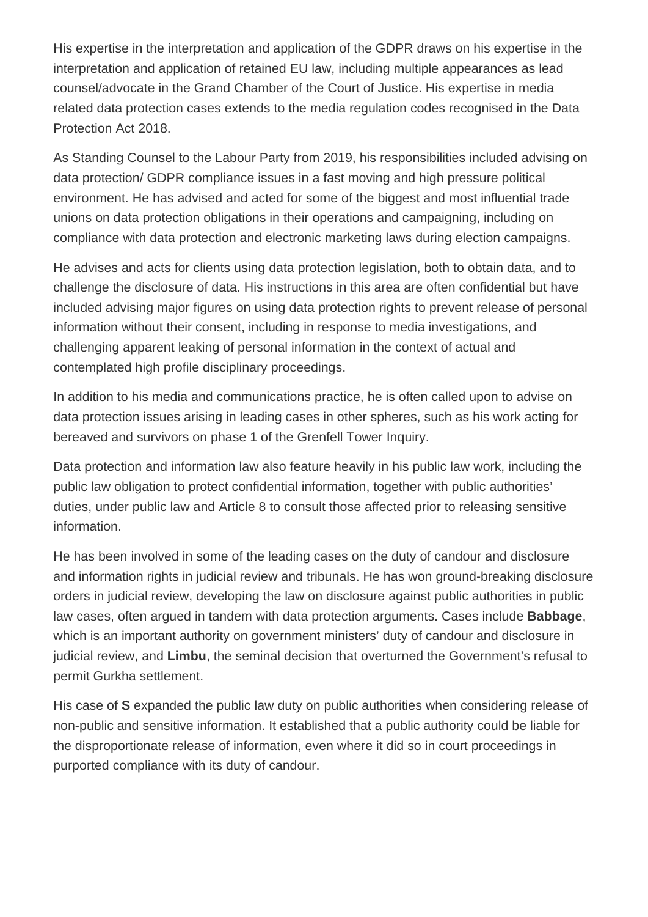His expertise in the interpretation and application of the GDPR draws on his expertise in the interpretation and application of retained EU law, including multiple appearances as lead counsel/advocate in the Grand Chamber of the Court of Justice. His expertise in media related data protection cases extends to the media regulation codes recognised in the Data Protection Act 2018.

As Standing Counsel to the Labour Party from 2019, his responsibilities included advising on data protection/ GDPR compliance issues in a fast moving and high pressure political environment. He has advised and acted for some of the biggest and most influential trade unions on data protection obligations in their operations and campaigning, including on compliance with data protection and electronic marketing laws during election campaigns.

He advises and acts for clients using data protection legislation, both to obtain data, and to challenge the disclosure of data. His instructions in this area are often confidential but have included advising major figures on using data protection rights to prevent release of personal information without their consent, including in response to media investigations, and challenging apparent leaking of personal information in the context of actual and contemplated high profile disciplinary proceedings.

In addition to his media and communications practice, he is often called upon to advise on data protection issues arising in leading cases in other spheres, such as his work acting for bereaved and survivors on phase 1 of the Grenfell Tower Inquiry.

Data protection and information law also feature heavily in his public law work, including the public law obligation to protect confidential information, together with public authorities' duties, under public law and Article 8 to consult those affected prior to releasing sensitive information.

He has been involved in some of the leading cases on the duty of candour and disclosure and information rights in judicial review and tribunals. He has won ground-breaking disclosure orders in judicial review, developing the law on disclosure against public authorities in public law cases, often argued in tandem with data protection arguments. Cases include **Babbage**, which is an important authority on government ministers' duty of candour and disclosure in judicial review, and **Limbu**, the seminal decision that overturned the Government's refusal to permit Gurkha settlement.

His case of **S** expanded the public law duty on public authorities when considering release of non-public and sensitive information. It established that a public authority could be liable for the disproportionate release of information, even where it did so in court proceedings in purported compliance with its duty of candour.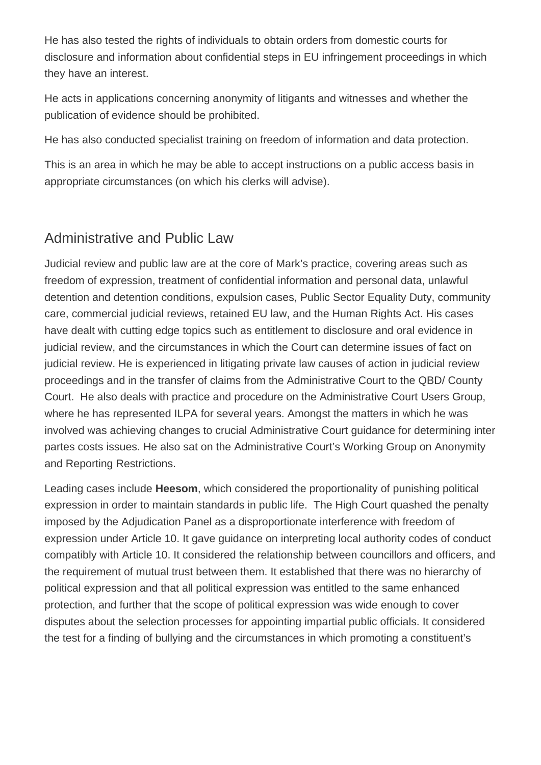He has also tested the rights of individuals to obtain orders from domestic courts for disclosure and information about confidential steps in EU infringement proceedings in which they have an interest.

He acts in applications concerning anonymity of litigants and witnesses and whether the publication of evidence should be prohibited.

He has also conducted specialist training on freedom of information and data protection.

This is an area in which he may be able to accept instructions on a public access basis in appropriate circumstances (on which his clerks will advise).

## Administrative and Public Law

Judicial review and public law are at the core of Mark's practice, covering areas such as freedom of expression, treatment of confidential information and personal data, unlawful detention and detention conditions, expulsion cases, Public Sector Equality Duty, community care, commercial judicial reviews, retained EU law, and the Human Rights Act. His cases have dealt with cutting edge topics such as entitlement to disclosure and oral evidence in judicial review, and the circumstances in which the Court can determine issues of fact on judicial review. He is experienced in litigating private law causes of action in judicial review proceedings and in the transfer of claims from the Administrative Court to the QBD/ County Court. He also deals with practice and procedure on the Administrative Court Users Group, where he has represented ILPA for several years. Amongst the matters in which he was involved was achieving changes to crucial Administrative Court guidance for determining inter partes costs issues. He also sat on the Administrative Court's Working Group on Anonymity and Reporting Restrictions.

Leading cases include **Heesom**, which considered the proportionality of punishing political expression in order to maintain standards in public life. The High Court quashed the penalty imposed by the Adjudication Panel as a disproportionate interference with freedom of expression under Article 10. It gave guidance on interpreting local authority codes of conduct compatibly with Article 10. It considered the relationship between councillors and officers, and the requirement of mutual trust between them. It established that there was no hierarchy of political expression and that all political expression was entitled to the same enhanced protection, and further that the scope of political expression was wide enough to cover disputes about the selection processes for appointing impartial public officials. It considered the test for a finding of bullying and the circumstances in which promoting a constituent's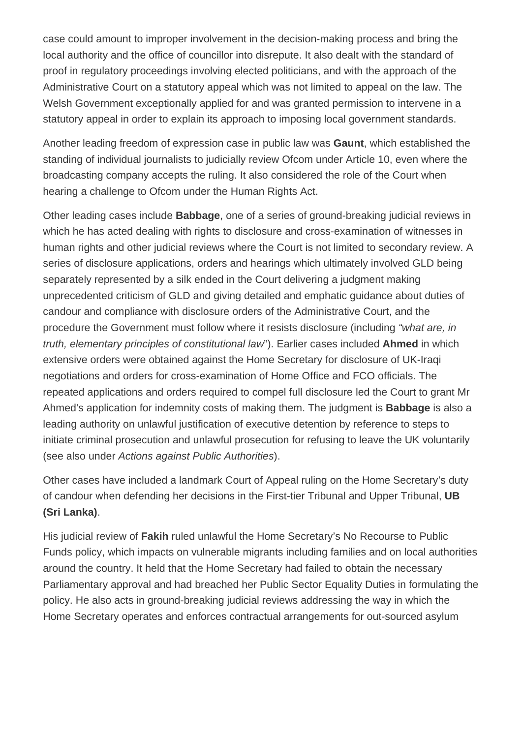case could amount to improper involvement in the decision-making process and bring the local authority and the office of councillor into disrepute. It also dealt with the standard of proof in regulatory proceedings involving elected politicians, and with the approach of the Administrative Court on a statutory appeal which was not limited to appeal on the law. The Welsh Government exceptionally applied for and was granted permission to intervene in a statutory appeal in order to explain its approach to imposing local government standards.

Another leading freedom of expression case in public law was **Gaunt**, which established the standing of individual journalists to judicially review Ofcom under Article 10, even where the broadcasting company accepts the ruling. It also considered the role of the Court when hearing a challenge to Ofcom under the Human Rights Act.

Other leading cases include **Babbage**, one of a series of ground-breaking judicial reviews in which he has acted dealing with rights to disclosure and cross-examination of witnesses in human rights and other judicial reviews where the Court is not limited to secondary review. A series of disclosure applications, orders and hearings which ultimately involved GLD being separately represented by a silk ended in the Court delivering a judgment making unprecedented criticism of GLD and giving detailed and emphatic guidance about duties of candour and compliance with disclosure orders of the Administrative Court, and the procedure the Government must follow where it resists disclosure (including *"what are, in truth, elementary principles of constitutional law"*). Earlier cases included **Ahmed** in which extensive orders were obtained against the Home Secretary for disclosure of UK-Iraqi negotiations and orders for cross-examination of Home Office and FCO officials. The repeated applications and orders required to compel full disclosure led the Court to grant Mr Ahmed's application for indemnity costs of making them. The judgment is **Babbage** is also a leading authority on unlawful justification of executive detention by reference to steps to initiate criminal prosecution and unlawful prosecution for refusing to leave the UK voluntarily (see also under *Actions against Public Authorities*).

Other cases have included a landmark Court of Appeal ruling on the Home Secretary's duty of candour when defending her decisions in the First-tier Tribunal and Upper Tribunal, **UB (Sri Lanka)**.

His judicial review of **Fakih** ruled unlawful the Home Secretary's No Recourse to Public Funds policy, which impacts on vulnerable migrants including families and on local authorities around the country. It held that the Home Secretary had failed to obtain the necessary Parliamentary approval and had breached her Public Sector Equality Duties in formulating the policy. He also acts in ground-breaking judicial reviews addressing the way in which the Home Secretary operates and enforces contractual arrangements for out-sourced asylum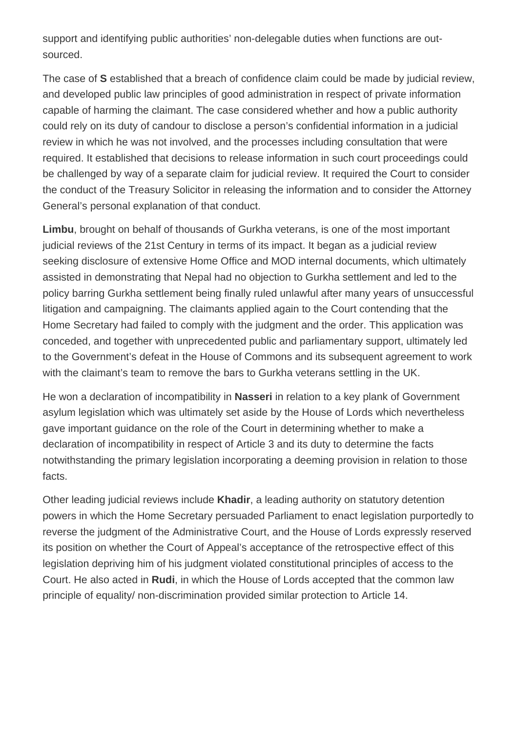support and identifying public authorities' non-delegable duties when functions are out-sourced.

The case of **S** established that a breach of confidence claim could be made by judicial review, and developed public law principles of good administration in respect of private information capable of harming the claimant. The case considered whether and how a public authority could rely on its duty of candour to disclose a person's confidential information in a judicial review in which he was not involved, and the processes including consultation that were required. It established that decisions to release information in such court proceedings could be challenged by way of a separate claim for judicial review. It required the Court to consider the conduct of the Treasury Solicitor in releasing the information and to consider the Attorney General's personal explanation of that conduct.

**Limbu**, brought on behalf of thousands of Gurkha veterans, is one of the most important judicial reviews of the 21st Century in terms of its impact. It began as a judicial review seeking disclosure of extensive Home Office and MOD internal documents, which ultimately assisted in demonstrating that Nepal had no objection to Gurkha settlement and led to the policy barring Gurkha settlement being finally ruled unlawful after many years of unsuccessful litigation and campaigning. The claimants applied again to the Court contending that the Home Secretary had failed to comply with the judgment and the order. This application was conceded, and together with unprecedented public and parliamentary support, ultimately led to the Government's defeat in the House of Commons and its subsequent agreement to work with the claimant's team to remove the bars to Gurkha veterans settling in the UK.

He won a declaration of incompatibility in **Nasseri** in relation to a key plank of Government asylum legislation which was ultimately set aside by the House of Lords which nevertheless gave important guidance on the role of the Court in determining whether to make a declaration of incompatibility in respect of Article 3 and its duty to determine the facts notwithstanding the primary legislation incorporating a deeming provision in relation to those facts.

Other leading judicial reviews include **Khadir**, a leading authority on statutory detention powers in which the Home Secretary persuaded Parliament to enact legislation purportedly to reverse the judgment of the Administrative Court, and the House of Lords expressly reserved its position on whether the Court of Appeal's acceptance of the retrospective effect of this legislation depriving him of his judgment violated constitutional principles of access to the Court. He also acted in **Rudi**, in which the House of Lords accepted that the common law principle of equality/ non-discrimination provided similar protection to Article 14.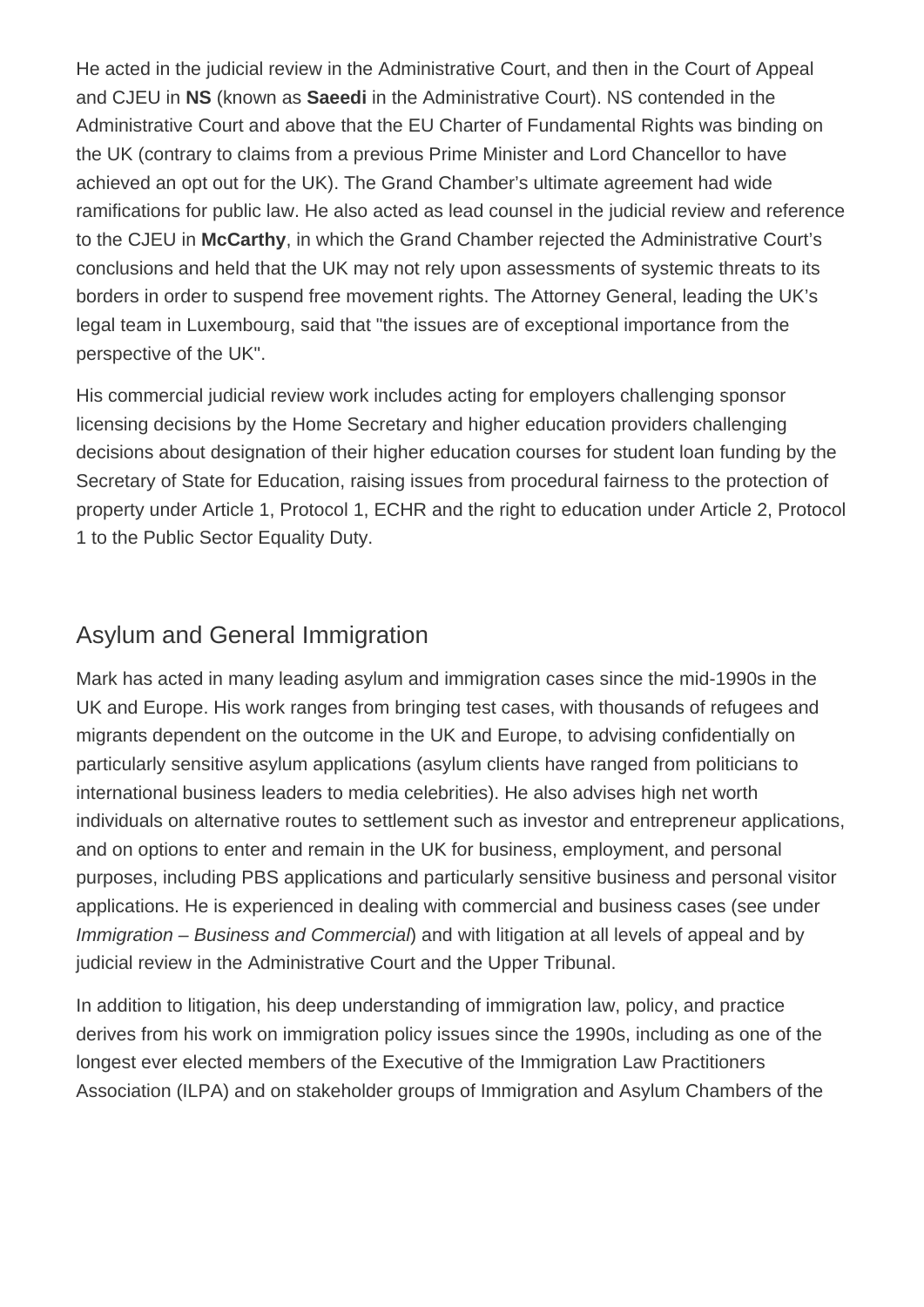He acted in the judicial review in the Administrative Court, and then in the Court of Appeal and CJEU in **NS** (known as **Saeedi** in the Administrative Court). NS contended in the Administrative Court and above that the EU Charter of Fundamental Rights was binding on the UK (contrary to claims from a previous Prime Minister and Lord Chancellor to have achieved an opt out for the UK). The Grand Chamber's ultimate agreement had wide ramifications for public law. He also acted as lead counsel in the judicial review and reference to the CJEU in **McCarthy**, in which the Grand Chamber rejected the Administrative Court's conclusions and held that the UK may not rely upon assessments of systemic threats to its borders in order to suspend free movement rights. The Attorney General, leading the UK's legal team in Luxembourg, said that "the issues are of exceptional importance from the perspective of the UK".

His commercial judicial review work includes acting for employers challenging sponsor licensing decisions by the Home Secretary and higher education providers challenging decisions about designation of their higher education courses for student loan funding by the Secretary of State for Education, raising issues from procedural fairness to the protection of property under Article 1, Protocol 1, ECHR and the right to education under Article 2, Protocol 1 to the Public Sector Equality Duty.

## Asylum and General Immigration

Mark has acted in many leading asylum and immigration cases since the mid-1990s in the UK and Europe. His work ranges from bringing test cases, with thousands of refugees and migrants dependent on the outcome in the UK and Europe, to advising confidentially on particularly sensitive asylum applications (asylum clients have ranged from politicians to international business leaders to media celebrities). He also advises high net worth individuals on alternative routes to settlement such as investor and entrepreneur applications, and on options to enter and remain in the UK for business, employment, and personal purposes, including PBS applications and particularly sensitive business and personal visitor applications. He is experienced in dealing with commercial and business cases (see under *Immigration – Business and Commercial*) and with litigation at all levels of appeal and by judicial review in the Administrative Court and the Upper Tribunal.

In addition to litigation, his deep understanding of immigration law, policy, and practice derives from his work on immigration policy issues since the 1990s, including as one of the longest ever elected members of the Executive of the Immigration Law Practitioners Association (ILPA) and on stakeholder groups of Immigration and Asylum Chambers of the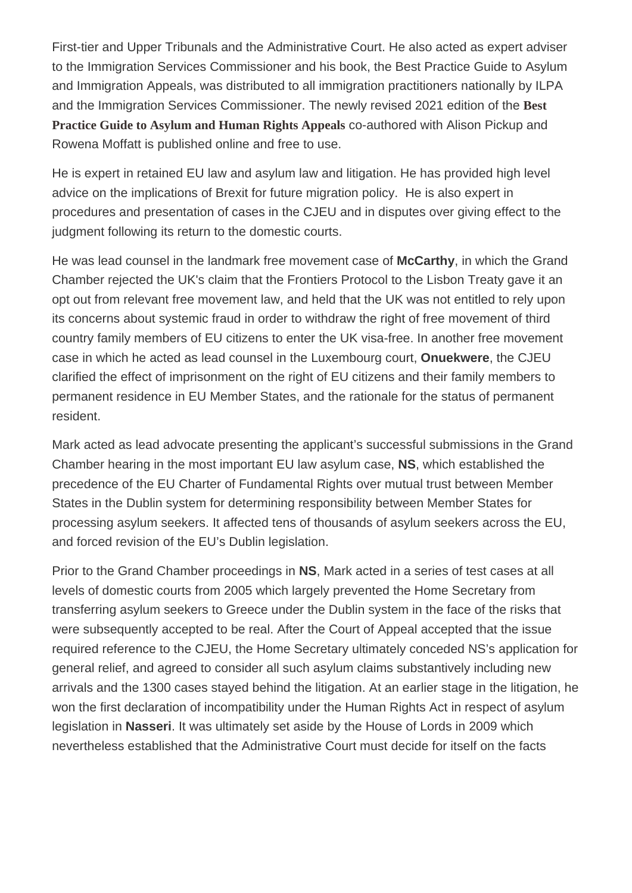First-tier and Upper Tribunals and the Administrative Court. He also acted as expert adviser to the Immigration Services Commissioner and his book, the Best Practice Guide to Asylum and Immigration Appeals, was distributed to all immigration practitioners nationally by ILPA and the Immigration Services Commissioner. The newly revised 2021 edition of the **Best Practice Guide to Asylum and Human Rights Appeals** co-authored with Alison Pickup and Rowena Moffatt is published online and free to use.

He is expert in retained EU law and asylum law and litigation. He has provided high level advice on the implications of Brexit for future migration policy. He is also expert in procedures and presentation of cases in the CJEU and in disputes over giving effect to the judgment following its return to the domestic courts.

He was lead counsel in the landmark free movement case of **McCarthy**, in which the Grand Chamber rejected the UK's claim that the Frontiers Protocol to the Lisbon Treaty gave it an opt out from relevant free movement law, and held that the UK was not entitled to rely upon its concerns about systemic fraud in order to withdraw the right of free movement of third country family members of EU citizens to enter the UK visa-free. In another free movement case in which he acted as lead counsel in the Luxembourg court, **Onuekwere**, the CJEU clarified the effect of imprisonment on the right of EU citizens and their family members to permanent residence in EU Member States, and the rationale for the status of permanent resident.

Mark acted as lead advocate presenting the applicant's successful submissions in the Grand Chamber hearing in the most important EU law asylum case, **NS**, which established the precedence of the EU Charter of Fundamental Rights over mutual trust between Member States in the Dublin system for determining responsibility between Member States for processing asylum seekers. It affected tens of thousands of asylum seekers across the EU, and forced revision of the EU's Dublin legislation.

Prior to the Grand Chamber proceedings in **NS**, Mark acted in a series of test cases at all levels of domestic courts from 2005 which largely prevented the Home Secretary from transferring asylum seekers to Greece under the Dublin system in the face of the risks that were subsequently accepted to be real. After the Court of Appeal accepted that the issue required reference to the CJEU, the Home Secretary ultimately conceded NS's application for general relief, and agreed to consider all such asylum claims substantively including new arrivals and the 1300 cases stayed behind the litigation. At an earlier stage in the litigation, he won the first declaration of incompatibility under the Human Rights Act in respect of asylum legislation in **Nasseri**. It was ultimately set aside by the House of Lords in 2009 which nevertheless established that the Administrative Court must decide for itself on the facts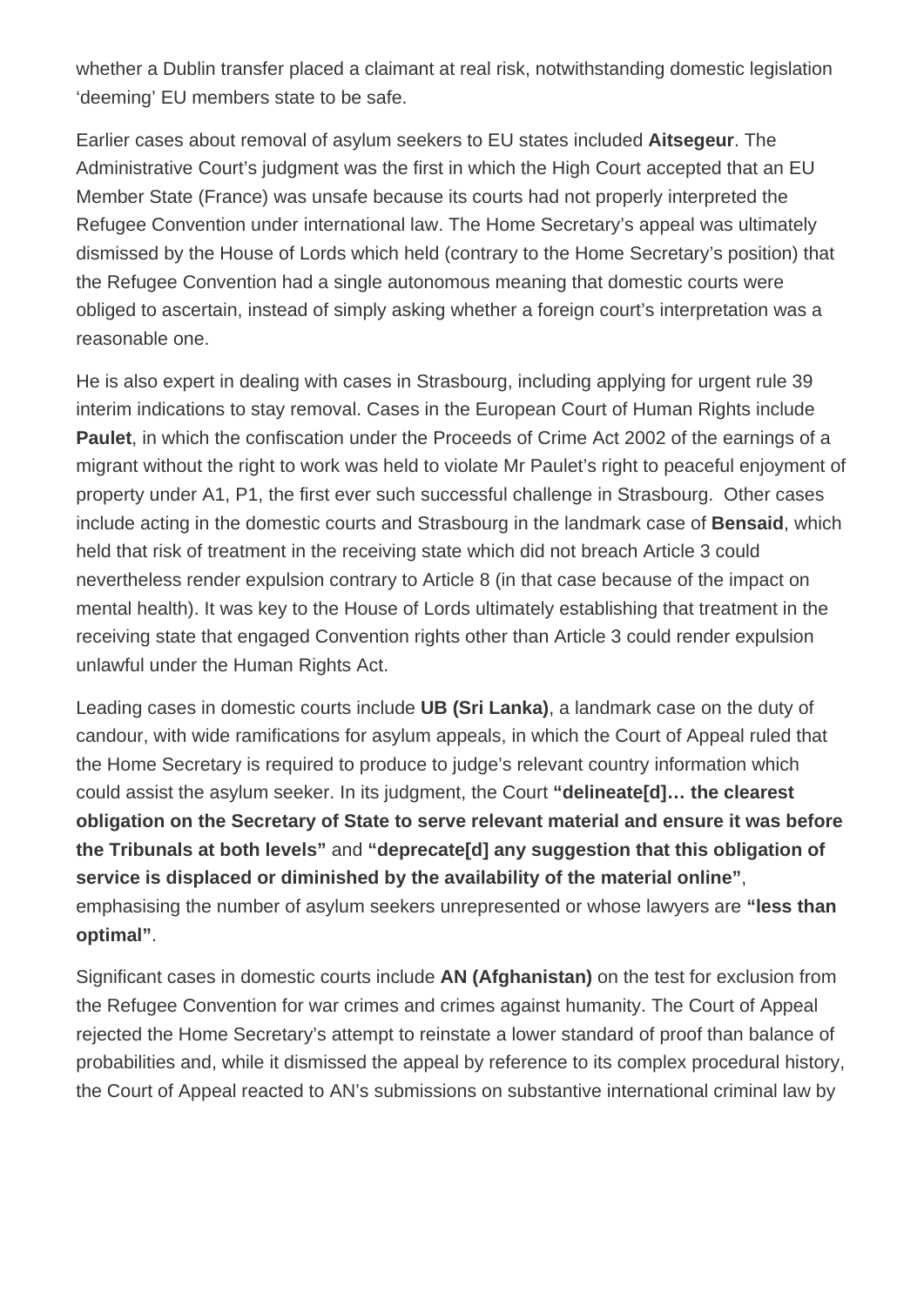whether a Dublin transfer placed a claimant at real risk, notwithstanding domestic legislation 'deeming' EU members state to be safe.

Earlier cases about removal of asylum seekers to EU states included **Aitsegeur**. The Administrative Court's judgment was the first in which the High Court accepted that an EU Member State (France) was unsafe because its courts had not properly interpreted the Refugee Convention under international law. The Home Secretary's appeal was ultimately dismissed by the House of Lords which held (contrary to the Home Secretary's position) that the Refugee Convention had a single autonomous meaning that domestic courts were obliged to ascertain, instead of simply asking whether a foreign court's interpretation was a reasonable one.

He is also expert in dealing with cases in Strasbourg, including applying for urgent rule 39 interim indications to stay removal. Cases in the European Court of Human Rights include **Paulet**, in which the confiscation under the Proceeds of Crime Act 2002 of the earnings of a migrant without the right to work was held to violate Mr Paulet's right to peaceful enjoyment of property under A1, P1, the first ever such successful challenge in Strasbourg. Other cases include acting in the domestic courts and Strasbourg in the landmark case of **Bensaid**, which held that risk of treatment in the receiving state which did not breach Article 3 could nevertheless render expulsion contrary to Article 8 (in that case because of the impact on mental health). It was key to the House of Lords ultimately establishing that treatment in the receiving state that engaged Convention rights other than Article 3 could render expulsion unlawful under the Human Rights Act.

Leading cases in domestic courts include **UB (Sri Lanka)**, a landmark case on the duty of candour, with wide ramifications for asylum appeals, in which the Court of Appeal ruled that the Home Secretary is required to produce to judge's relevant country information which could assist the asylum seeker. In its judgment, the Court **"delineate[d]… the clearest obligation on the Secretary of State to serve relevant material and ensure it was before the Tribunals at both levels"** and **"deprecate[d] any suggestion that this obligation of service is displaced or diminished by the availability of the material online"**, emphasising the number of asylum seekers unrepresented or whose lawyers are **"less than optimal"**.

Significant cases in domestic courts include **AN (Afghanistan)** on the test for exclusion from the Refugee Convention for war crimes and crimes against humanity. The Court of Appeal rejected the Home Secretary's attempt to reinstate a lower standard of proof than balance of probabilities and, while it dismissed the appeal by reference to its complex procedural history, the Court of Appeal reacted to AN's submissions on substantive international criminal law by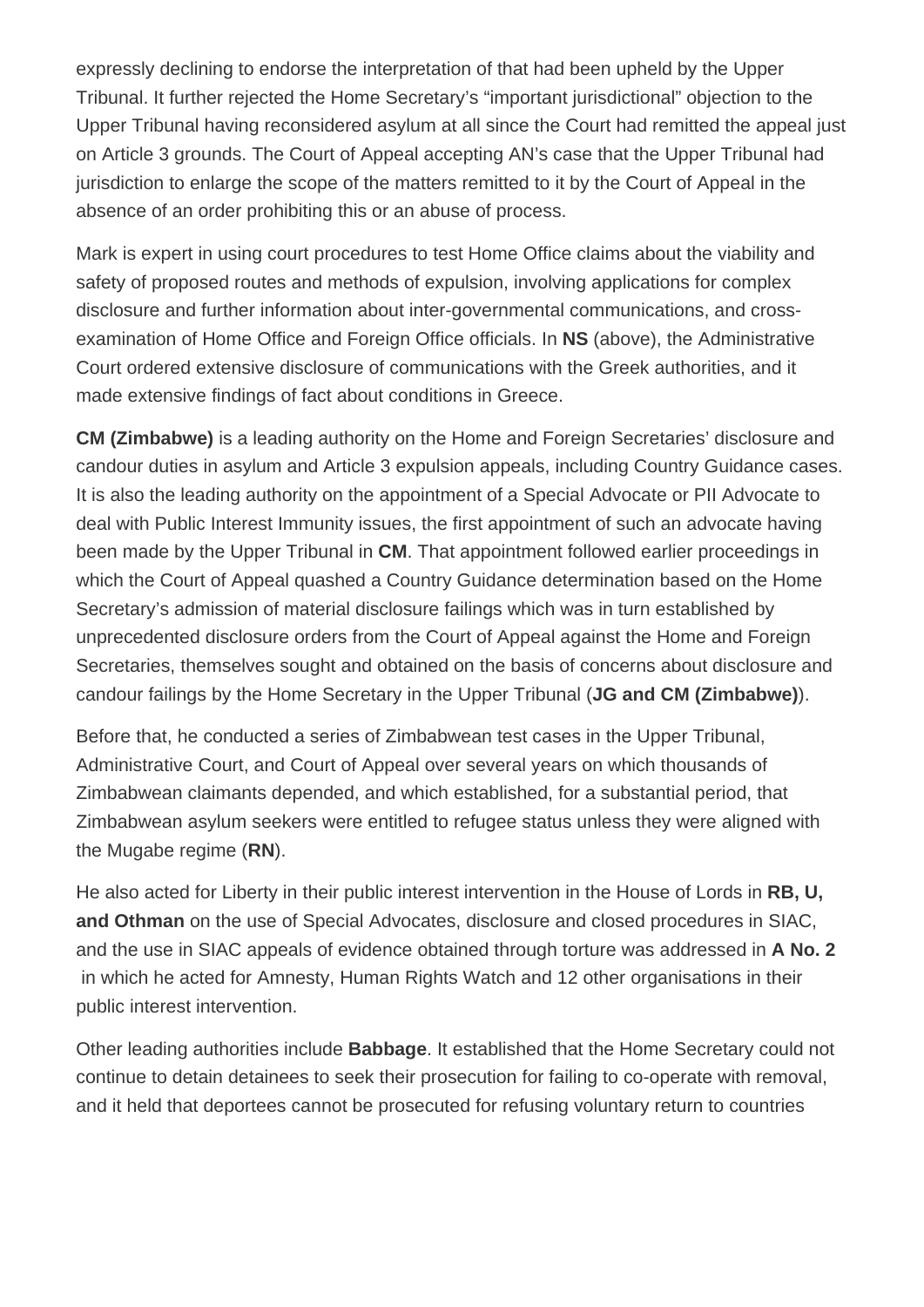expressly declining to endorse the interpretation of that had been upheld by the Upper Tribunal. It further rejected the Home Secretary's "important jurisdictional" objection to the Upper Tribunal having reconsidered asylum at all since the Court had remitted the appeal just on Article 3 grounds. The Court of Appeal accepting AN's case that the Upper Tribunal had jurisdiction to enlarge the scope of the matters remitted to it by the Court of Appeal in the absence of an order prohibiting this or an abuse of process.

Mark is expert in using court procedures to test Home Office claims about the viability and safety of proposed routes and methods of expulsion, involving applications for complex disclosure and further information about inter-governmental communications, and cross-examination of Home Office and Foreign Office officials. In **NS** (above), the Administrative Court ordered extensive disclosure of communications with the Greek authorities, and it made extensive findings of fact about conditions in Greece.

**CM (Zimbabwe)** is a leading authority on the Home and Foreign Secretaries' disclosure and candour duties in asylum and Article 3 expulsion appeals, including Country Guidance cases. It is also the leading authority on the appointment of a Special Advocate or PII Advocate to deal with Public Interest Immunity issues, the first appointment of such an advocate having been made by the Upper Tribunal in **CM**. That appointment followed earlier proceedings in which the Court of Appeal quashed a Country Guidance determination based on the Home Secretary's admission of material disclosure failings which was in turn established by unprecedented disclosure orders from the Court of Appeal against the Home and Foreign Secretaries, themselves sought and obtained on the basis of concerns about disclosure and candour failings by the Home Secretary in the Upper Tribunal (**JG and CM (Zimbabwe)**).

Before that, he conducted a series of Zimbabwean test cases in the Upper Tribunal, Administrative Court, and Court of Appeal over several years on which thousands of Zimbabwean claimants depended, and which established, for a substantial period, that Zimbabwean asylum seekers were entitled to refugee status unless they were aligned with the Mugabe regime (**RN**).

He also acted for Liberty in their public interest intervention in the House of Lords in **RB, U, and Othman** on the use of Special Advocates, disclosure and closed procedures in SIAC, and the use in SIAC appeals of evidence obtained through torture was addressed in **A No. 2** in which he acted for Amnesty, Human Rights Watch and 12 other organisations in their public interest intervention.

Other leading authorities include **Babbage**. It established that the Home Secretary could not continue to detain detainees to seek their prosecution for failing to co-operate with removal, and it held that deportees cannot be prosecuted for refusing voluntary return to countries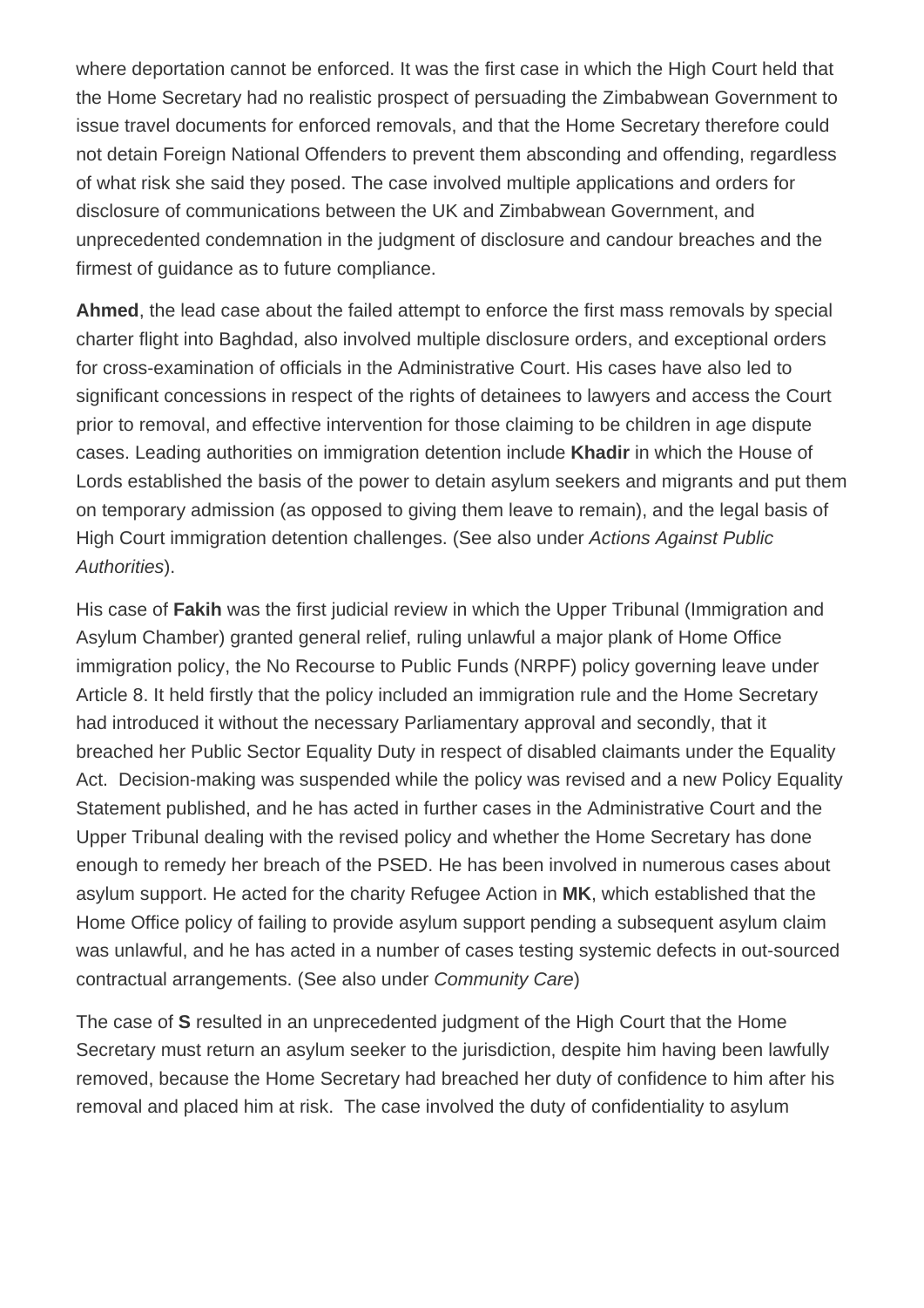where deportation cannot be enforced. It was the first case in which the High Court held that the Home Secretary had no realistic prospect of persuading the Zimbabwean Government to issue travel documents for enforced removals, and that the Home Secretary therefore could not detain Foreign National Offenders to prevent them absconding and offending, regardless of what risk she said they posed. The case involved multiple applications and orders for disclosure of communications between the UK and Zimbabwean Government, and unprecedented condemnation in the judgment of disclosure and candour breaches and the firmest of guidance as to future compliance.

**Ahmed**, the lead case about the failed attempt to enforce the first mass removals by special charter flight into Baghdad, also involved multiple disclosure orders, and exceptional orders for cross-examination of officials in the Administrative Court. His cases have also led to significant concessions in respect of the rights of detainees to lawyers and access the Court prior to removal, and effective intervention for those claiming to be children in age dispute cases. Leading authorities on immigration detention include **Khadir** in which the House of Lords established the basis of the power to detain asylum seekers and migrants and put them on temporary admission (as opposed to giving them leave to remain), and the legal basis of High Court immigration detention challenges. (See also under *Actions Against Public Authorities*).

His case of **Fakih** was the first judicial review in which the Upper Tribunal (Immigration and Asylum Chamber) granted general relief, ruling unlawful a major plank of Home Office immigration policy, the No Recourse to Public Funds (NRPF) policy governing leave under Article 8. It held firstly that the policy included an immigration rule and the Home Secretary had introduced it without the necessary Parliamentary approval and secondly, that it breached her Public Sector Equality Duty in respect of disabled claimants under the Equality Act. Decision-making was suspended while the policy was revised and a new Policy Equality Statement published, and he has acted in further cases in the Administrative Court and the Upper Tribunal dealing with the revised policy and whether the Home Secretary has done enough to remedy her breach of the PSED. He has been involved in numerous cases about asylum support. He acted for the charity Refugee Action in **MK**, which established that the Home Office policy of failing to provide asylum support pending a subsequent asylum claim was unlawful, and he has acted in a number of cases testing systemic defects in out-sourced contractual arrangements. (See also under *Community Care*)

The case of **S** resulted in an unprecedented judgment of the High Court that the Home Secretary must return an asylum seeker to the jurisdiction, despite him having been lawfully removed, because the Home Secretary had breached her duty of confidence to him after his removal and placed him at risk. The case involved the duty of confidentiality to asylum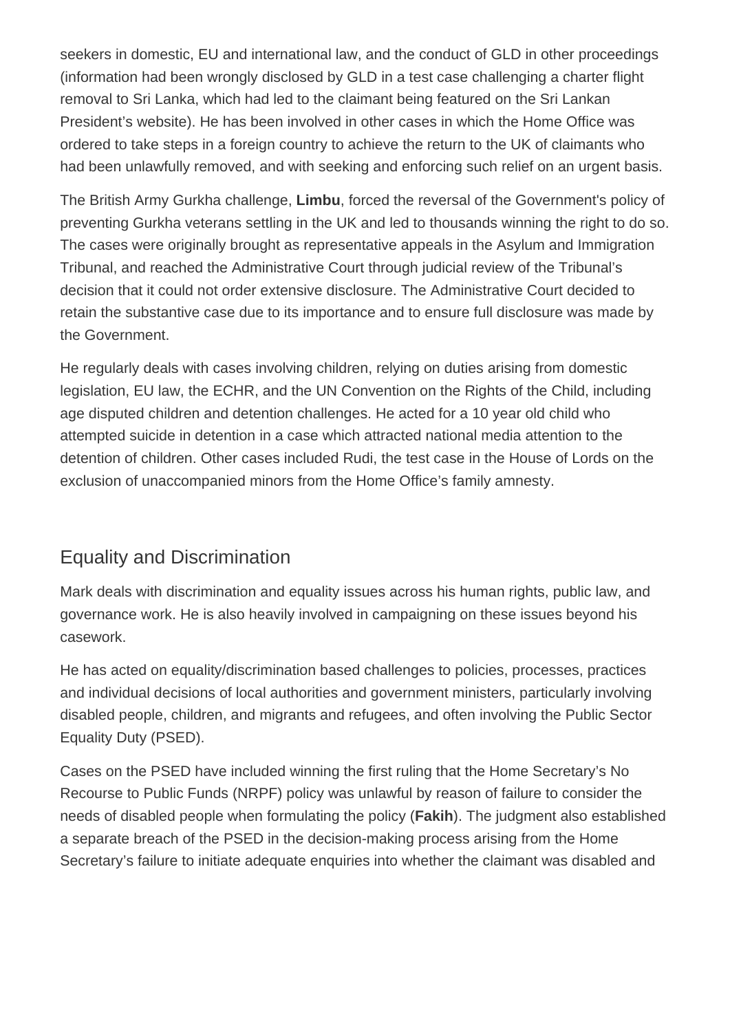seekers in domestic, EU and international law, and the conduct of GLD in other proceedings (information had been wrongly disclosed by GLD in a test case challenging a charter flight removal to Sri Lanka, which had led to the claimant being featured on the Sri Lankan President's website). He has been involved in other cases in which the Home Office was ordered to take steps in a foreign country to achieve the return to the UK of claimants who had been unlawfully removed, and with seeking and enforcing such relief on an urgent basis.

The British Army Gurkha challenge, **Limbu**, forced the reversal of the Government's policy of preventing Gurkha veterans settling in the UK and led to thousands winning the right to do so. The cases were originally brought as representative appeals in the Asylum and Immigration Tribunal, and reached the Administrative Court through judicial review of the Tribunal's decision that it could not order extensive disclosure. The Administrative Court decided to retain the substantive case due to its importance and to ensure full disclosure was made by the Government.

He regularly deals with cases involving children, relying on duties arising from domestic legislation, EU law, the ECHR, and the UN Convention on the Rights of the Child, including age disputed children and detention challenges. He acted for a 10 year old child who attempted suicide in detention in a case which attracted national media attention to the detention of children. Other cases included Rudi, the test case in the House of Lords on the exclusion of unaccompanied minors from the Home Office's family amnesty.

## Equality and Discrimination

Mark deals with discrimination and equality issues across his human rights, public law, and governance work. He is also heavily involved in campaigning on these issues beyond his casework.

He has acted on equality/discrimination based challenges to policies, processes, practices and individual decisions of local authorities and government ministers, particularly involving disabled people, children, and migrants and refugees, and often involving the Public Sector Equality Duty (PSED).

Cases on the PSED have included winning the first ruling that the Home Secretary's No Recourse to Public Funds (NRPF) policy was unlawful by reason of failure to consider the needs of disabled people when formulating the policy (**Fakih**). The judgment also established a separate breach of the PSED in the decision-making process arising from the Home Secretary's failure to initiate adequate enquiries into whether the claimant was disabled and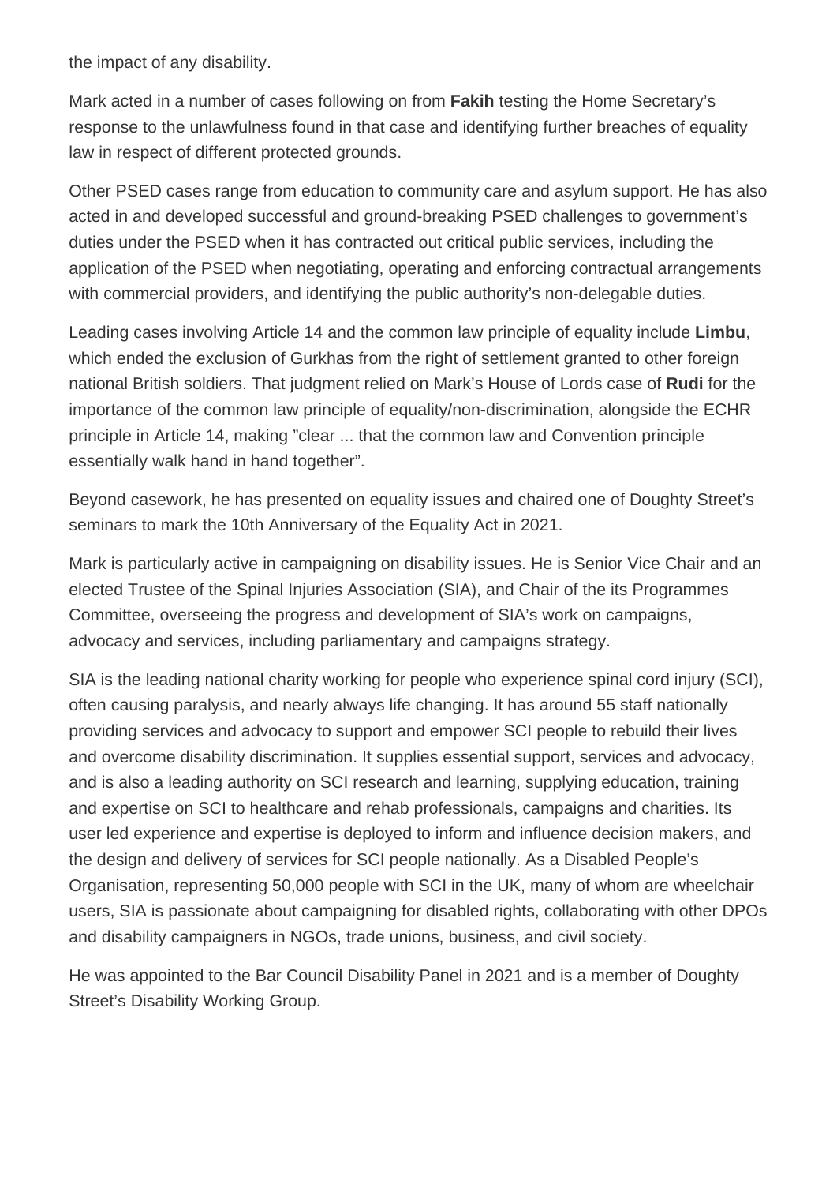the impact of any disability.

Mark acted in a number of cases following on from **Fakih** testing the Home Secretary's response to the unlawfulness found in that case and identifying further breaches of equality law in respect of different protected grounds.

Other PSED cases range from education to community care and asylum support. He has also acted in and developed successful and ground-breaking PSED challenges to government's duties under the PSED when it has contracted out critical public services, including the application of the PSED when negotiating, operating and enforcing contractual arrangements with commercial providers, and identifying the public authority's non-delegable duties.

Leading cases involving Article 14 and the common law principle of equality include **Limbu**, which ended the exclusion of Gurkhas from the right of settlement granted to other foreign national British soldiers. That judgment relied on Mark's House of Lords case of **Rudi** for the importance of the common law principle of equality/non-discrimination, alongside the ECHR principle in Article 14, making "clear ... that the common law and Convention principle essentially walk hand in hand together".

Beyond casework, he has presented on equality issues and chaired one of Doughty Street's seminars to mark the 10th Anniversary of the Equality Act in 2021.

Mark is particularly active in campaigning on disability issues. He is Senior Vice Chair and an elected Trustee of the Spinal Injuries Association (SIA), and Chair of the its Programmes Committee, overseeing the progress and development of SIA's work on campaigns, advocacy and services, including parliamentary and campaigns strategy.

SIA is the leading national charity working for people who experience spinal cord injury (SCI), often causing paralysis, and nearly always life changing. It has around 55 staff nationally providing services and advocacy to support and empower SCI people to rebuild their lives and overcome disability discrimination. It supplies essential support, services and advocacy, and is also a leading authority on SCI research and learning, supplying education, training and expertise on SCI to healthcare and rehab professionals, campaigns and charities. Its user led experience and expertise is deployed to inform and influence decision makers, and the design and delivery of services for SCI people nationally. As a Disabled People's Organisation, representing 50,000 people with SCI in the UK, many of whom are wheelchair users, SIA is passionate about campaigning for disabled rights, collaborating with other DPOs and disability campaigners in NGOs, trade unions, business, and civil society.

He was appointed to the Bar Council Disability Panel in 2021 and is a member of Doughty Street's Disability Working Group.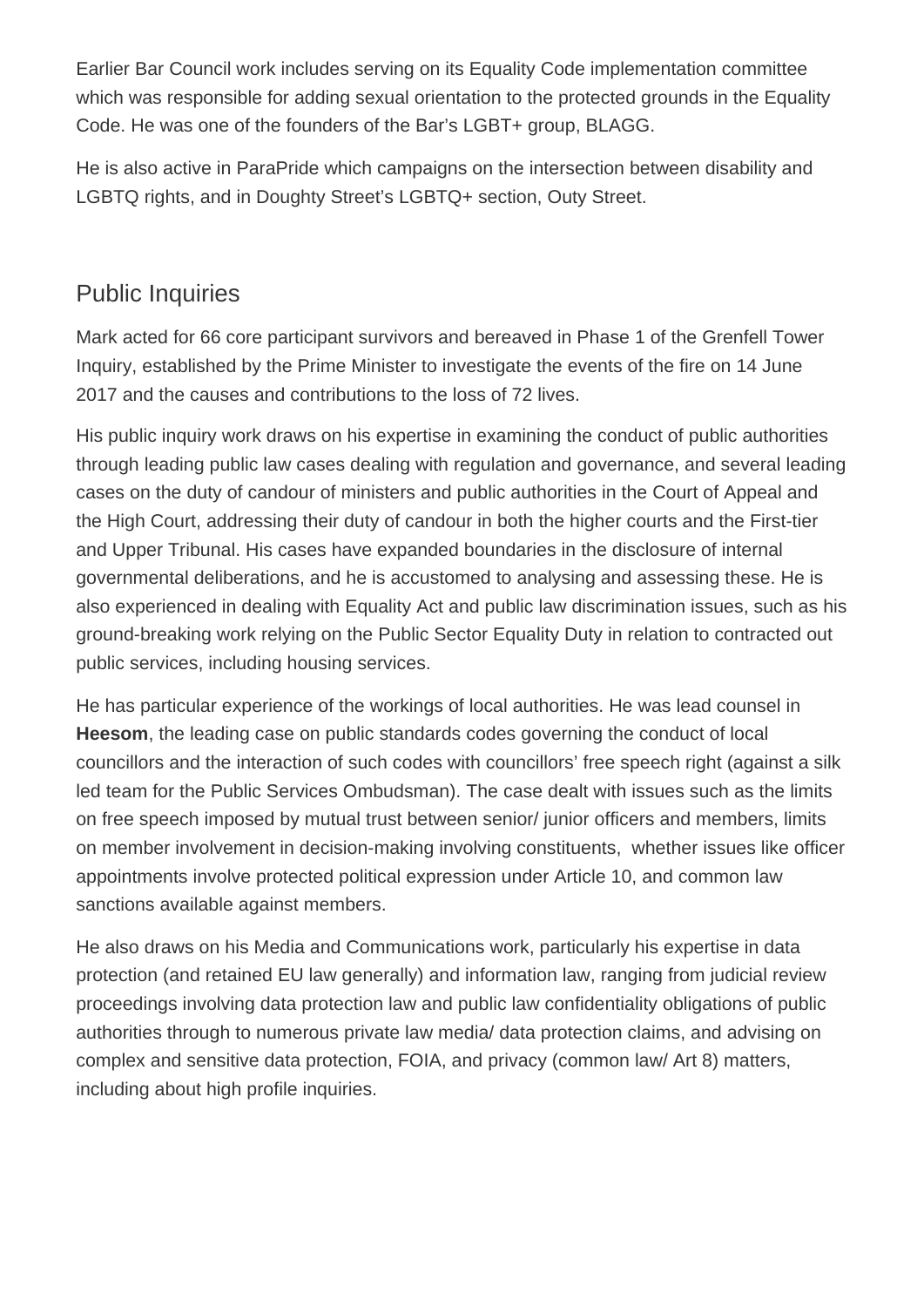Earlier Bar Council work includes serving on its Equality Code implementation committee which was responsible for adding sexual orientation to the protected grounds in the Equality Code. He was one of the founders of the Bar's LGBT+ group, BLAGG.

He is also active in ParaPride which campaigns on the intersection between disability and LGBTQ rights, and in Doughty Street's LGBTQ+ section, Outy Street.

## Public Inquiries

Mark acted for 66 core participant survivors and bereaved in Phase 1 of the Grenfell Tower Inquiry, established by the Prime Minister to investigate the events of the fire on 14 June 2017 and the causes and contributions to the loss of 72 lives.

His public inquiry work draws on his expertise in examining the conduct of public authorities through leading public law cases dealing with regulation and governance, and several leading cases on the duty of candour of ministers and public authorities in the Court of Appeal and the High Court, addressing their duty of candour in both the higher courts and the First-tier and Upper Tribunal. His cases have expanded boundaries in the disclosure of internal governmental deliberations, and he is accustomed to analysing and assessing these. He is also experienced in dealing with Equality Act and public law discrimination issues, such as his ground-breaking work relying on the Public Sector Equality Duty in relation to contracted out public services, including housing services.

He has particular experience of the workings of local authorities. He was lead counsel in **Heesom**, the leading case on public standards codes governing the conduct of local councillors and the interaction of such codes with councillors' free speech right (against a silk led team for the Public Services Ombudsman). The case dealt with issues such as the limits on free speech imposed by mutual trust between senior/ junior officers and members, limits on member involvement in decision-making involving constituents, whether issues like officer appointments involve protected political expression under Article 10, and common law sanctions available against members.

He also draws on his Media and Communications work, particularly his expertise in data protection (and retained EU law generally) and information law, ranging from judicial review proceedings involving data protection law and public law confidentiality obligations of public authorities through to numerous private law media/ data protection claims, and advising on complex and sensitive data protection, FOIA, and privacy (common law/ Art 8) matters, including about high profile inquiries.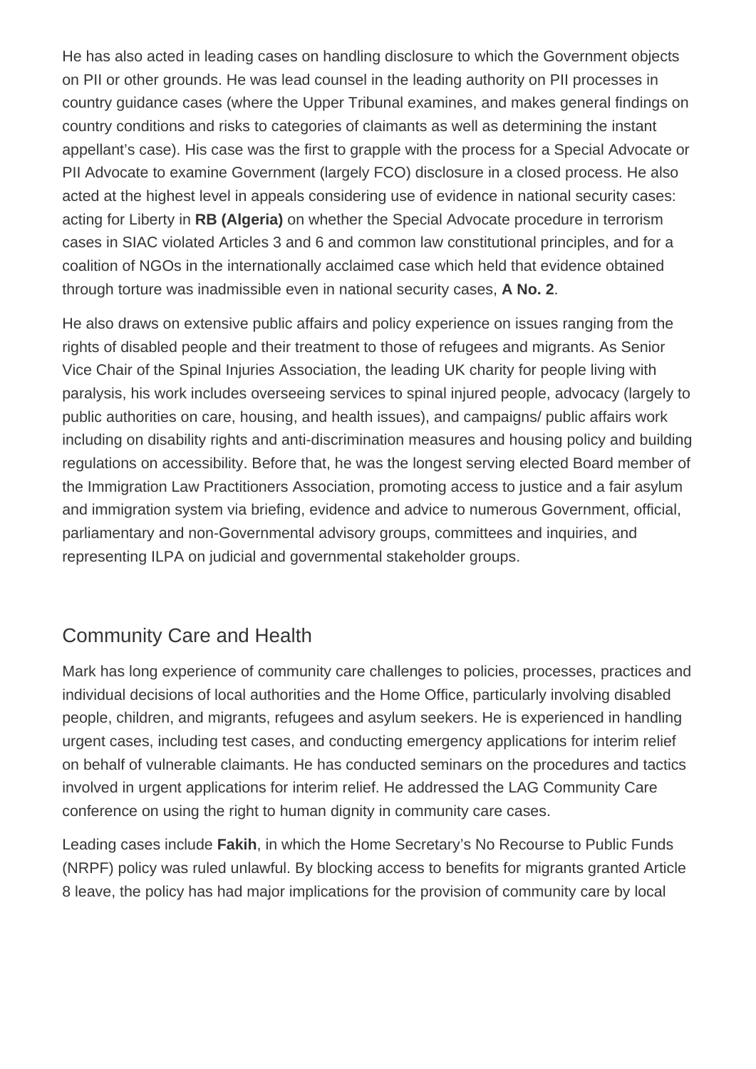He has also acted in leading cases on handling disclosure to which the Government objects on PII or other grounds. He was lead counsel in the leading authority on PII processes in country guidance cases (where the Upper Tribunal examines, and makes general findings on country conditions and risks to categories of claimants as well as determining the instant appellant's case). His case was the first to grapple with the process for a Special Advocate or PII Advocate to examine Government (largely FCO) disclosure in a closed process. He also acted at the highest level in appeals considering use of evidence in national security cases: acting for Liberty in **RB (Algeria)** on whether the Special Advocate procedure in terrorism cases in SIAC violated Articles 3 and 6 and common law constitutional principles, and for a coalition of NGOs in the internationally acclaimed case which held that evidence obtained through torture was inadmissible even in national security cases, **A No. 2**.

He also draws on extensive public affairs and policy experience on issues ranging from the rights of disabled people and their treatment to those of refugees and migrants. As Senior Vice Chair of the Spinal Injuries Association, the leading UK charity for people living with paralysis, his work includes overseeing services to spinal injured people, advocacy (largely to public authorities on care, housing, and health issues), and campaigns/ public affairs work including on disability rights and anti-discrimination measures and housing policy and building regulations on accessibility. Before that, he was the longest serving elected Board member of the Immigration Law Practitioners Association, promoting access to justice and a fair asylum and immigration system via briefing, evidence and advice to numerous Government, official, parliamentary and non-Governmental advisory groups, committees and inquiries, and representing ILPA on judicial and governmental stakeholder groups.

## Community Care and Health

Mark has long experience of community care challenges to policies, processes, practices and individual decisions of local authorities and the Home Office, particularly involving disabled people, children, and migrants, refugees and asylum seekers. He is experienced in handling urgent cases, including test cases, and conducting emergency applications for interim relief on behalf of vulnerable claimants. He has conducted seminars on the procedures and tactics involved in urgent applications for interim relief. He addressed the LAG Community Care conference on using the right to human dignity in community care cases.

Leading cases include **Fakih**, in which the Home Secretary's No Recourse to Public Funds (NRPF) policy was ruled unlawful. By blocking access to benefits for migrants granted Article 8 leave, the policy has had major implications for the provision of community care by local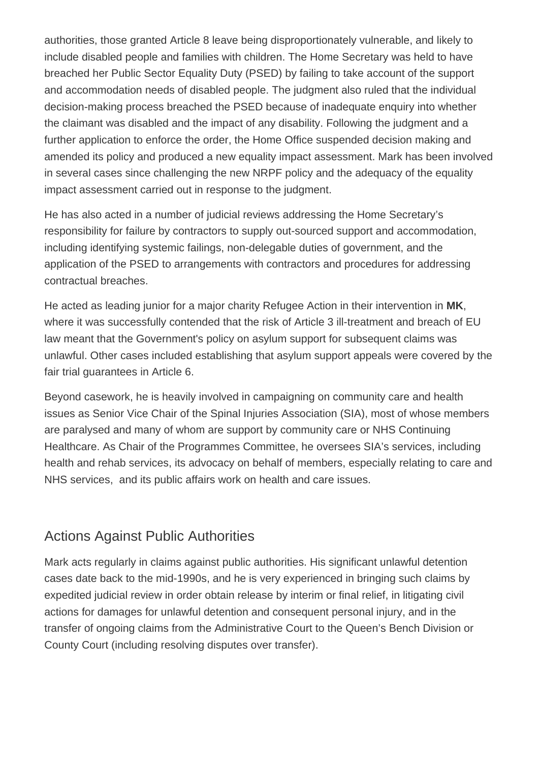authorities, those granted Article 8 leave being disproportionately vulnerable, and likely to include disabled people and families with children. The Home Secretary was held to have breached her Public Sector Equality Duty (PSED) by failing to take account of the support and accommodation needs of disabled people. The judgment also ruled that the individual decision-making process breached the PSED because of inadequate enquiry into whether the claimant was disabled and the impact of any disability. Following the judgment and a further application to enforce the order, the Home Office suspended decision making and amended its policy and produced a new equality impact assessment. Mark has been involved in several cases since challenging the new NRPF policy and the adequacy of the equality impact assessment carried out in response to the judgment.

He has also acted in a number of judicial reviews addressing the Home Secretary's responsibility for failure by contractors to supply out-sourced support and accommodation, including identifying systemic failings, non-delegable duties of government, and the application of the PSED to arrangements with contractors and procedures for addressing contractual breaches.

He acted as leading junior for a major charity Refugee Action in their intervention in **MK**, where it was successfully contended that the risk of Article 3 ill-treatment and breach of EU law meant that the Government's policy on asylum support for subsequent claims was unlawful. Other cases included establishing that asylum support appeals were covered by the fair trial guarantees in Article 6.

Beyond casework, he is heavily involved in campaigning on community care and health issues as Senior Vice Chair of the Spinal Injuries Association (SIA), most of whose members are paralysed and many of whom are support by community care or NHS Continuing Healthcare. As Chair of the Programmes Committee, he oversees SIA's services, including health and rehab services, its advocacy on behalf of members, especially relating to care and NHS services, and its public affairs work on health and care issues.

## Actions Against Public Authorities

Mark acts regularly in claims against public authorities. His significant unlawful detention cases date back to the mid-1990s, and he is very experienced in bringing such claims by expedited judicial review in order obtain release by interim or final relief, in litigating civil actions for damages for unlawful detention and consequent personal injury, and in the transfer of ongoing claims from the Administrative Court to the Queen's Bench Division or County Court (including resolving disputes over transfer).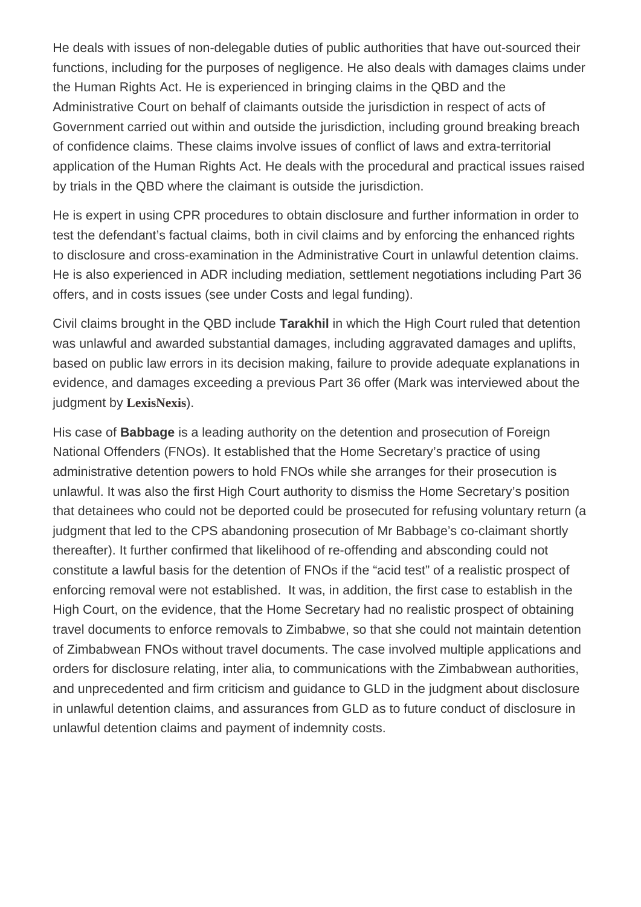He deals with issues of non-delegable duties of public authorities that have out-sourced their functions, including for the purposes of negligence. He also deals with damages claims under the Human Rights Act. He is experienced in bringing claims in the QBD and the Administrative Court on behalf of claimants outside the jurisdiction in respect of acts of Government carried out within and outside the jurisdiction, including ground breaking breach of confidence claims. These claims involve issues of conflict of laws and extra-territorial application of the Human Rights Act. He deals with the procedural and practical issues raised by trials in the QBD where the claimant is outside the jurisdiction.

He is expert in using CPR procedures to obtain disclosure and further information in order to test the defendant's factual claims, both in civil claims and by enforcing the enhanced rights to disclosure and cross-examination in the Administrative Court in unlawful detention claims. He is also experienced in ADR including mediation, settlement negotiations including Part 36 offers, and in costs issues (see under Costs and legal funding).

Civil claims brought in the QBD include **Tarakhil** in which the High Court ruled that detention was unlawful and awarded substantial damages, including aggravated damages and uplifts, based on public law errors in its decision making, failure to provide adequate explanations in evidence, and damages exceeding a previous Part 36 offer (Mark was interviewed about the judgment by **LexisNexis**).

His case of **Babbage** is a leading authority on the detention and prosecution of Foreign National Offenders (FNOs). It established that the Home Secretary's practice of using administrative detention powers to hold FNOs while she arranges for their prosecution is unlawful. It was also the first High Court authority to dismiss the Home Secretary's position that detainees who could not be deported could be prosecuted for refusing voluntary return (a judgment that led to the CPS abandoning prosecution of Mr Babbage's co-claimant shortly thereafter). It further confirmed that likelihood of re-offending and absconding could not constitute a lawful basis for the detention of FNOs if the "acid test" of a realistic prospect of enforcing removal were not established. It was, in addition, the first case to establish in the High Court, on the evidence, that the Home Secretary had no realistic prospect of obtaining travel documents to enforce removals to Zimbabwe, so that she could not maintain detention of Zimbabwean FNOs without travel documents. The case involved multiple applications and orders for disclosure relating, inter alia, to communications with the Zimbabwean authorities, and unprecedented and firm criticism and guidance to GLD in the judgment about disclosure in unlawful detention claims, and assurances from GLD as to future conduct of disclosure in unlawful detention claims and payment of indemnity costs.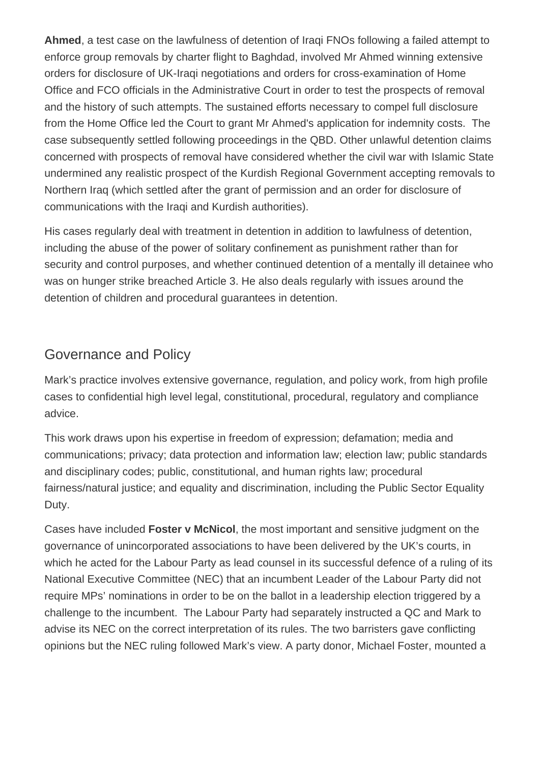**Ahmed**, a test case on the lawfulness of detention of Iraqi FNOs following a failed attempt to enforce group removals by charter flight to Baghdad, involved Mr Ahmed winning extensive orders for disclosure of UK-Iraqi negotiations and orders for cross-examination of Home Office and FCO officials in the Administrative Court in order to test the prospects of removal and the history of such attempts. The sustained efforts necessary to compel full disclosure from the Home Office led the Court to grant Mr Ahmed's application for indemnity costs. The case subsequently settled following proceedings in the QBD. Other unlawful detention claims concerned with prospects of removal have considered whether the civil war with Islamic State undermined any realistic prospect of the Kurdish Regional Government accepting removals to Northern Iraq (which settled after the grant of permission and an order for disclosure of communications with the Iraqi and Kurdish authorities).

His cases regularly deal with treatment in detention in addition to lawfulness of detention, including the abuse of the power of solitary confinement as punishment rather than for security and control purposes, and whether continued detention of a mentally ill detainee who was on hunger strike breached Article 3. He also deals regularly with issues around the detention of children and procedural guarantees in detention.

## Governance and Policy

Mark's practice involves extensive governance, regulation, and policy work, from high profile cases to confidential high level legal, constitutional, procedural, regulatory and compliance advice.

This work draws upon his expertise in freedom of expression; defamation; media and communications; privacy; data protection and information law; election law; public standards and disciplinary codes; public, constitutional, and human rights law; procedural fairness/natural justice; and equality and discrimination, including the Public Sector Equality Duty.

Cases have included **Foster v McNicol**, the most important and sensitive judgment on the governance of unincorporated associations to have been delivered by the UK's courts, in which he acted for the Labour Party as lead counsel in its successful defence of a ruling of its National Executive Committee (NEC) that an incumbent Leader of the Labour Party did not require MPs' nominations in order to be on the ballot in a leadership election triggered by a challenge to the incumbent. The Labour Party had separately instructed a QC and Mark to advise its NEC on the correct interpretation of its rules. The two barristers gave conflicting opinions but the NEC ruling followed Mark's view. A party donor, Michael Foster, mounted a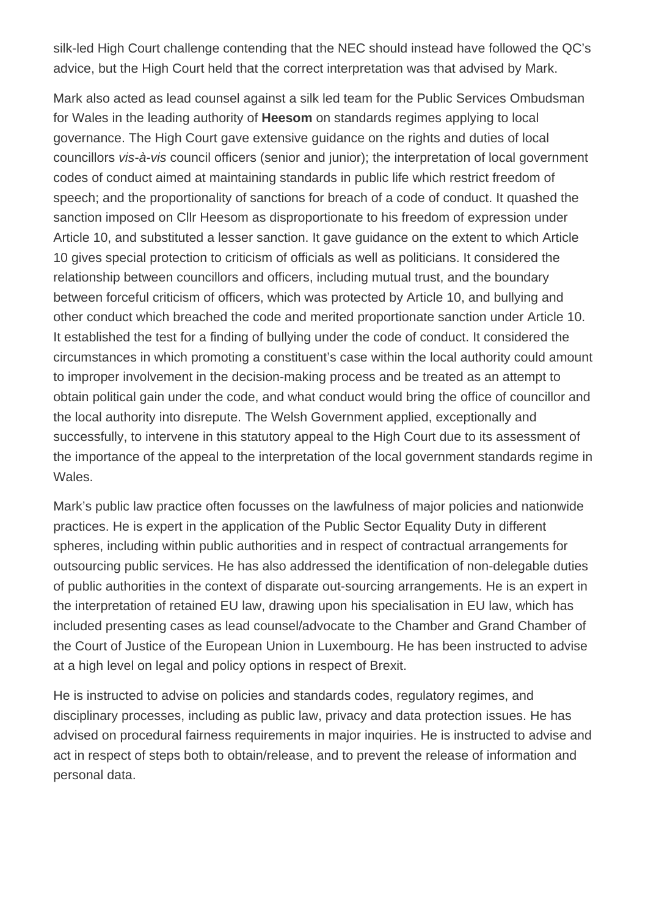silk-led High Court challenge contending that the NEC should instead have followed the QC's advice, but the High Court held that the correct interpretation was that advised by Mark.

Mark also acted as lead counsel against a silk led team for the Public Services Ombudsman for Wales in the leading authority of **Heesom** on standards regimes applying to local governance. The High Court gave extensive guidance on the rights and duties of local councillors *vis-à-vis* council officers (senior and junior); the interpretation of local government codes of conduct aimed at maintaining standards in public life which restrict freedom of speech; and the proportionality of sanctions for breach of a code of conduct. It quashed the sanction imposed on Cllr Heesom as disproportionate to his freedom of expression under Article 10, and substituted a lesser sanction. It gave guidance on the extent to which Article 10 gives special protection to criticism of officials as well as politicians. It considered the relationship between councillors and officers, including mutual trust, and the boundary between forceful criticism of officers, which was protected by Article 10, and bullying and other conduct which breached the code and merited proportionate sanction under Article 10. It established the test for a finding of bullying under the code of conduct. It considered the circumstances in which promoting a constituent's case within the local authority could amount to improper involvement in the decision-making process and be treated as an attempt to obtain political gain under the code, and what conduct would bring the office of councillor and the local authority into disrepute. The Welsh Government applied, exceptionally and successfully, to intervene in this statutory appeal to the High Court due to its assessment of the importance of the appeal to the interpretation of the local government standards regime in Wales.

Mark's public law practice often focusses on the lawfulness of major policies and nationwide practices. He is expert in the application of the Public Sector Equality Duty in different spheres, including within public authorities and in respect of contractual arrangements for outsourcing public services. He has also addressed the identification of non-delegable duties of public authorities in the context of disparate out-sourcing arrangements. He is an expert in the interpretation of retained EU law, drawing upon his specialisation in EU law, which has included presenting cases as lead counsel/advocate to the Chamber and Grand Chamber of the Court of Justice of the European Union in Luxembourg. He has been instructed to advise at a high level on legal and policy options in respect of Brexit.

He is instructed to advise on policies and standards codes, regulatory regimes, and disciplinary processes, including as public law, privacy and data protection issues. He has advised on procedural fairness requirements in major inquiries. He is instructed to advise and act in respect of steps both to obtain/release, and to prevent the release of information and personal data.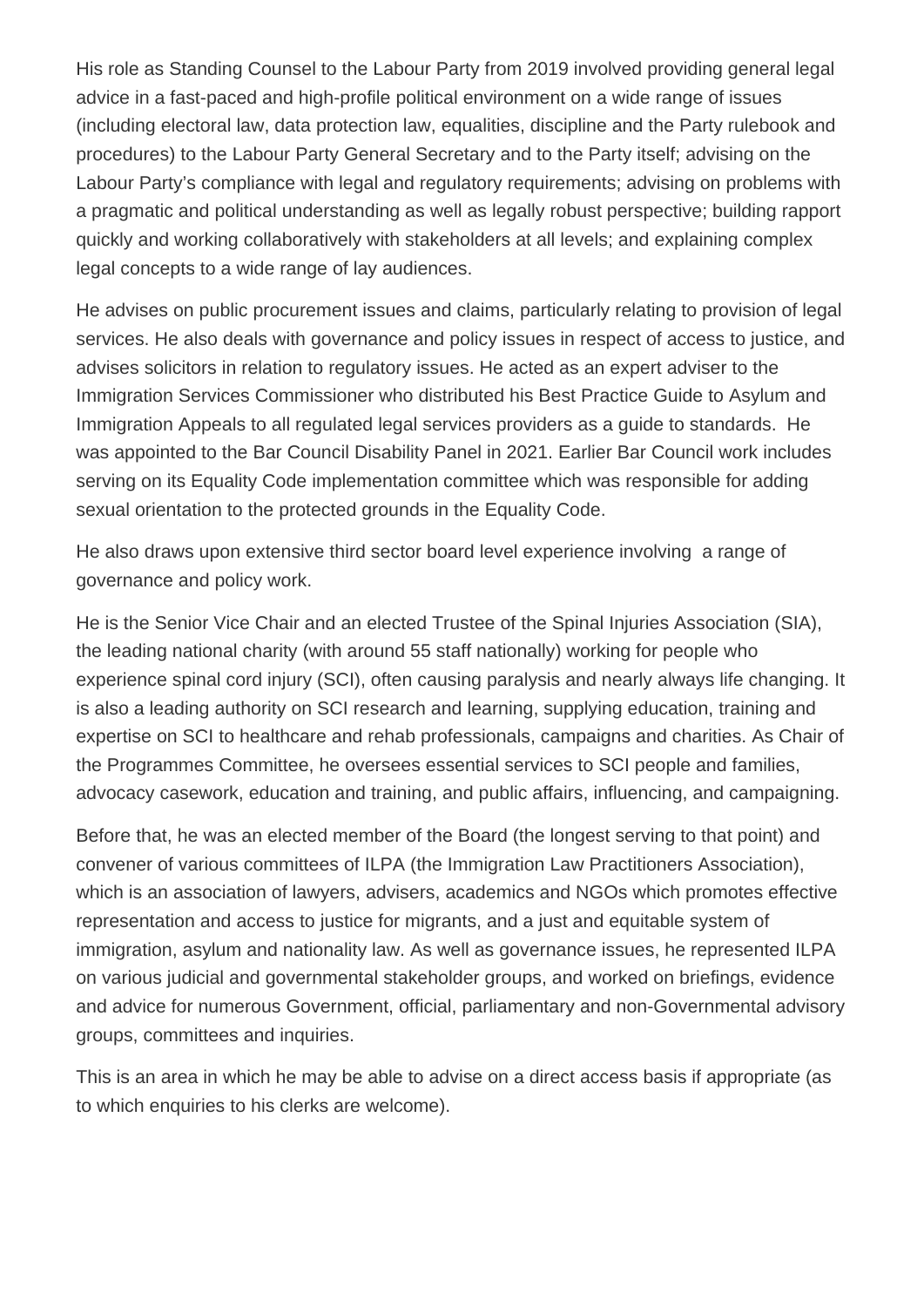His role as Standing Counsel to the Labour Party from 2019 involved providing general legal advice in a fast-paced and high-profile political environment on a wide range of issues (including electoral law, data protection law, equalities, discipline and the Party rulebook and procedures) to the Labour Party General Secretary and to the Party itself; advising on the Labour Party's compliance with legal and regulatory requirements; advising on problems with a pragmatic and political understanding as well as legally robust perspective; building rapport quickly and working collaboratively with stakeholders at all levels; and explaining complex legal concepts to a wide range of lay audiences.

He advises on public procurement issues and claims, particularly relating to provision of legal services. He also deals with governance and policy issues in respect of access to justice, and advises solicitors in relation to regulatory issues. He acted as an expert adviser to the Immigration Services Commissioner who distributed his Best Practice Guide to Asylum and Immigration Appeals to all regulated legal services providers as a guide to standards.  He was appointed to the Bar Council Disability Panel in 2021. Earlier Bar Council work includes serving on its Equality Code implementation committee which was responsible for adding sexual orientation to the protected grounds in the Equality Code.

He also draws upon extensive third sector board level experience involving  a range of governance and policy work.

He is the Senior Vice Chair and an elected Trustee of the Spinal Injuries Association (SIA), the leading national charity (with around 55 staff nationally) working for people who experience spinal cord injury (SCI), often causing paralysis and nearly always life changing. It is also a leading authority on SCI research and learning, supplying education, training and expertise on SCI to healthcare and rehab professionals, campaigns and charities. As Chair of the Programmes Committee, he oversees essential services to SCI people and families, advocacy casework, education and training, and public affairs, influencing, and campaigning.

Before that, he was an elected member of the Board (the longest serving to that point) and convener of various committees of ILPA (the Immigration Law Practitioners Association), which is an association of lawyers, advisers, academics and NGOs which promotes effective representation and access to justice for migrants, and a just and equitable system of immigration, asylum and nationality law. As well as governance issues, he represented ILPA on various judicial and governmental stakeholder groups, and worked on briefings, evidence and advice for numerous Government, official, parliamentary and non-Governmental advisory groups, committees and inquiries.

This is an area in which he may be able to advise on a direct access basis if appropriate (as to which enquiries to his clerks are welcome).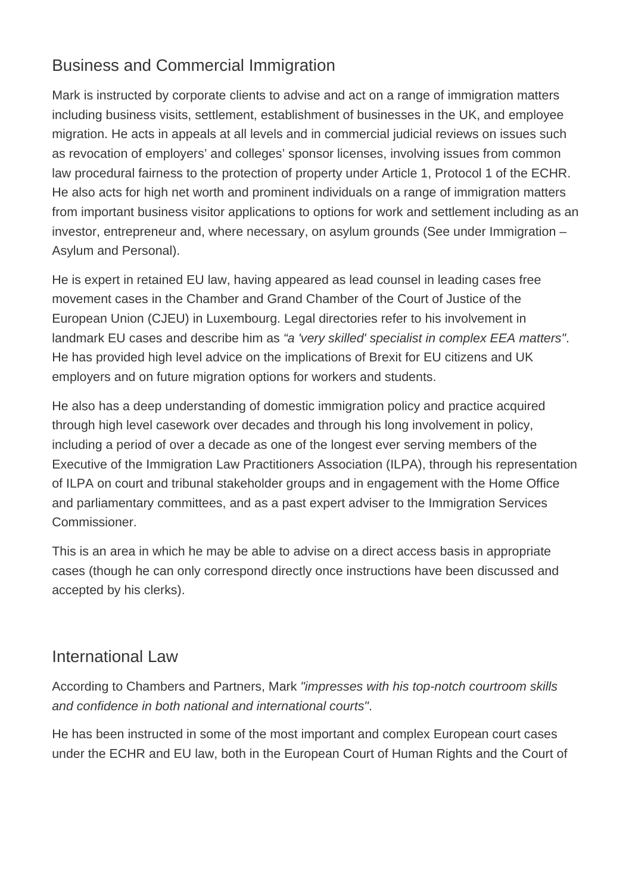## Business and Commercial Immigration

Mark is instructed by corporate clients to advise and act on a range of immigration matters including business visits, settlement, establishment of businesses in the UK, and employee migration. He acts in appeals at all levels and in commercial judicial reviews on issues such as revocation of employers' and colleges' sponsor licenses, involving issues from common law procedural fairness to the protection of property under Article 1, Protocol 1 of the ECHR. He also acts for high net worth and prominent individuals on a range of immigration matters from important business visitor applications to options for work and settlement including as an investor, entrepreneur and, where necessary, on asylum grounds (See under Immigration – Asylum and Personal).

He is expert in retained EU law, having appeared as lead counsel in leading cases free movement cases in the Chamber and Grand Chamber of the Court of Justice of the European Union (CJEU) in Luxembourg. Legal directories refer to his involvement in landmark EU cases and describe him as *"a 'very skilled' specialist in complex EEA matters"*. He has provided high level advice on the implications of Brexit for EU citizens and UK employers and on future migration options for workers and students.

He also has a deep understanding of domestic immigration policy and practice acquired through high level casework over decades and through his long involvement in policy, including a period of over a decade as one of the longest ever serving members of the Executive of the Immigration Law Practitioners Association (ILPA), through his representation of ILPA on court and tribunal stakeholder groups and in engagement with the Home Office and parliamentary committees, and as a past expert adviser to the Immigration Services Commissioner.

This is an area in which he may be able to advise on a direct access basis in appropriate cases (though he can only correspond directly once instructions have been discussed and accepted by his clerks).

## International Law

According to Chambers and Partners, Mark *"impresses with his top-notch courtroom skills and confidence in both national and international courts"*.

He has been instructed in some of the most important and complex European court cases under the ECHR and EU law, both in the European Court of Human Rights and the Court of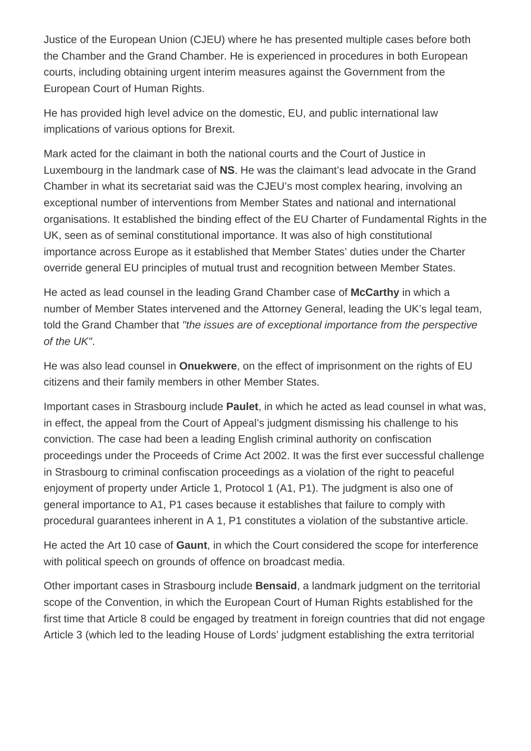Justice of the European Union (CJEU) where he has presented multiple cases before both the Chamber and the Grand Chamber. He is experienced in procedures in both European courts, including obtaining urgent interim measures against the Government from the European Court of Human Rights.

He has provided high level advice on the domestic, EU, and public international law implications of various options for Brexit.

Mark acted for the claimant in both the national courts and the Court of Justice in Luxembourg in the landmark case of **NS**. He was the claimant's lead advocate in the Grand Chamber in what its secretariat said was the CJEU's most complex hearing, involving an exceptional number of interventions from Member States and national and international organisations. It established the binding effect of the EU Charter of Fundamental Rights in the UK, seen as of seminal constitutional importance. It was also of high constitutional importance across Europe as it established that Member States' duties under the Charter override general EU principles of mutual trust and recognition between Member States.

He acted as lead counsel in the leading Grand Chamber case of **McCarthy** in which a number of Member States intervened and the Attorney General, leading the UK's legal team, told the Grand Chamber that *"the issues are of exceptional importance from the perspective of the UK"*.

He was also lead counsel in **Onuekwere**, on the effect of imprisonment on the rights of EU citizens and their family members in other Member States.

Important cases in Strasbourg include **Paulet**, in which he acted as lead counsel in what was, in effect, the appeal from the Court of Appeal's judgment dismissing his challenge to his conviction. The case had been a leading English criminal authority on confiscation proceedings under the Proceeds of Crime Act 2002. It was the first ever successful challenge in Strasbourg to criminal confiscation proceedings as a violation of the right to peaceful enjoyment of property under Article 1, Protocol 1 (A1, P1). The judgment is also one of general importance to A1, P1 cases because it establishes that failure to comply with procedural guarantees inherent in A 1, P1 constitutes a violation of the substantive article.

He acted the Art 10 case of **Gaunt**, in which the Court considered the scope for interference with political speech on grounds of offence on broadcast media.

Other important cases in Strasbourg include **Bensaid**, a landmark judgment on the territorial scope of the Convention, in which the European Court of Human Rights established for the first time that Article 8 could be engaged by treatment in foreign countries that did not engage Article 3 (which led to the leading House of Lords' judgment establishing the extra territorial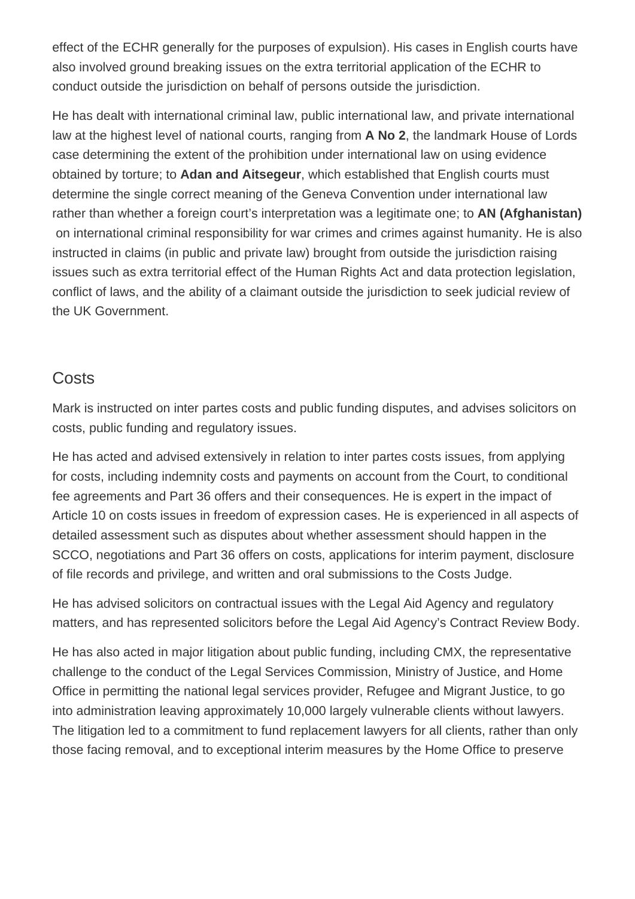effect of the ECHR generally for the purposes of expulsion). His cases in English courts have also involved ground breaking issues on the extra territorial application of the ECHR to conduct outside the jurisdiction on behalf of persons outside the jurisdiction.

He has dealt with international criminal law, public international law, and private international law at the highest level of national courts, ranging from **A No 2**, the landmark House of Lords case determining the extent of the prohibition under international law on using evidence obtained by torture; to **Adan and Aitsegeur**, which established that English courts must determine the single correct meaning of the Geneva Convention under international law rather than whether a foreign court's interpretation was a legitimate one; to **AN (Afghanistan)** on international criminal responsibility for war crimes and crimes against humanity. He is also instructed in claims (in public and private law) brought from outside the jurisdiction raising issues such as extra territorial effect of the Human Rights Act and data protection legislation, conflict of laws, and the ability of a claimant outside the jurisdiction to seek judicial review of the UK Government.

## Costs

Mark is instructed on inter partes costs and public funding disputes, and advises solicitors on costs, public funding and regulatory issues.

He has acted and advised extensively in relation to inter partes costs issues, from applying for costs, including indemnity costs and payments on account from the Court, to conditional fee agreements and Part 36 offers and their consequences. He is expert in the impact of Article 10 on costs issues in freedom of expression cases. He is experienced in all aspects of detailed assessment such as disputes about whether assessment should happen in the SCCO, negotiations and Part 36 offers on costs, applications for interim payment, disclosure of file records and privilege, and written and oral submissions to the Costs Judge.

He has advised solicitors on contractual issues with the Legal Aid Agency and regulatory matters, and has represented solicitors before the Legal Aid Agency's Contract Review Body.

He has also acted in major litigation about public funding, including CMX, the representative challenge to the conduct of the Legal Services Commission, Ministry of Justice, and Home Office in permitting the national legal services provider, Refugee and Migrant Justice, to go into administration leaving approximately 10,000 largely vulnerable clients without lawyers. The litigation led to a commitment to fund replacement lawyers for all clients, rather than only those facing removal, and to exceptional interim measures by the Home Office to preserve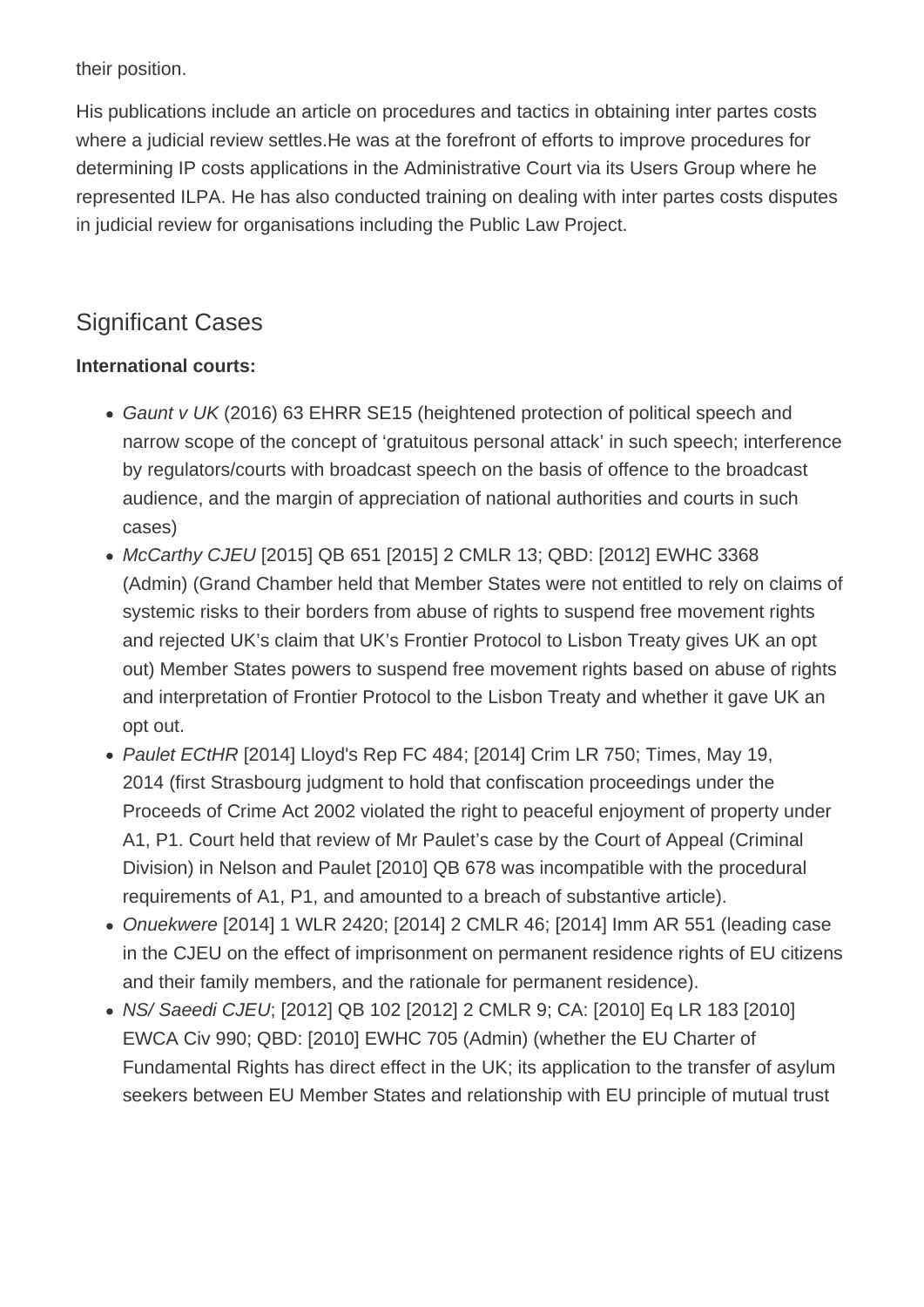their position.

His publications include an article on procedures and tactics in obtaining inter partes costs where a judicial review settles.He was at the forefront of efforts to improve procedures for determining IP costs applications in the Administrative Court via its Users Group where he represented ILPA. He has also conducted training on dealing with inter partes costs disputes in judicial review for organisations including the Public Law Project.

## Significant Cases

**International courts:**

- *Gaunt v UK* (2016) 63 EHRR SE15 (heightened protection of political speech and narrow scope of the concept of 'gratuitous personal attack' in such speech; interference by regulators/courts with broadcast speech on the basis of offence to the broadcast audience, and the margin of appreciation of national authorities and courts in such cases)
- *McCarthy CJEU* [2015] QB 651 [2015] 2 CMLR 13; QBD: [2012] EWHC 3368 (Admin) (Grand Chamber held that Member States were not entitled to rely on claims of systemic risks to their borders from abuse of rights to suspend free movement rights and rejected UK's claim that UK's Frontier Protocol to Lisbon Treaty gives UK an opt out) Member States powers to suspend free movement rights based on abuse of rights and interpretation of Frontier Protocol to the Lisbon Treaty and whether it gave UK an opt out.
- *Paulet ECtHR* [2014] Lloyd's Rep FC 484; [2014] Crim LR 750; Times, May 19, 2014 (first Strasbourg judgment to hold that confiscation proceedings under the Proceeds of Crime Act 2002 violated the right to peaceful enjoyment of property under A1, P1. Court held that review of Mr Paulet's case by the Court of Appeal (Criminal Division) in Nelson and Paulet [2010] QB 678 was incompatible with the procedural requirements of A1, P1, and amounted to a breach of substantive article).
- *Onuekwere* [2014] 1 WLR 2420; [2014] 2 CMLR 46; [2014] Imm AR 551 (leading case in the CJEU on the effect of imprisonment on permanent residence rights of EU citizens and their family members, and the rationale for permanent residence).
- *NS/ Saeedi CJEU*; [2012] QB 102 [2012] 2 CMLR 9; CA: [2010] Eq LR 183 [2010] EWCA Civ 990; QBD: [2010] EWHC 705 (Admin) (whether the EU Charter of Fundamental Rights has direct effect in the UK; its application to the transfer of asylum seekers between EU Member States and relationship with EU principle of mutual trust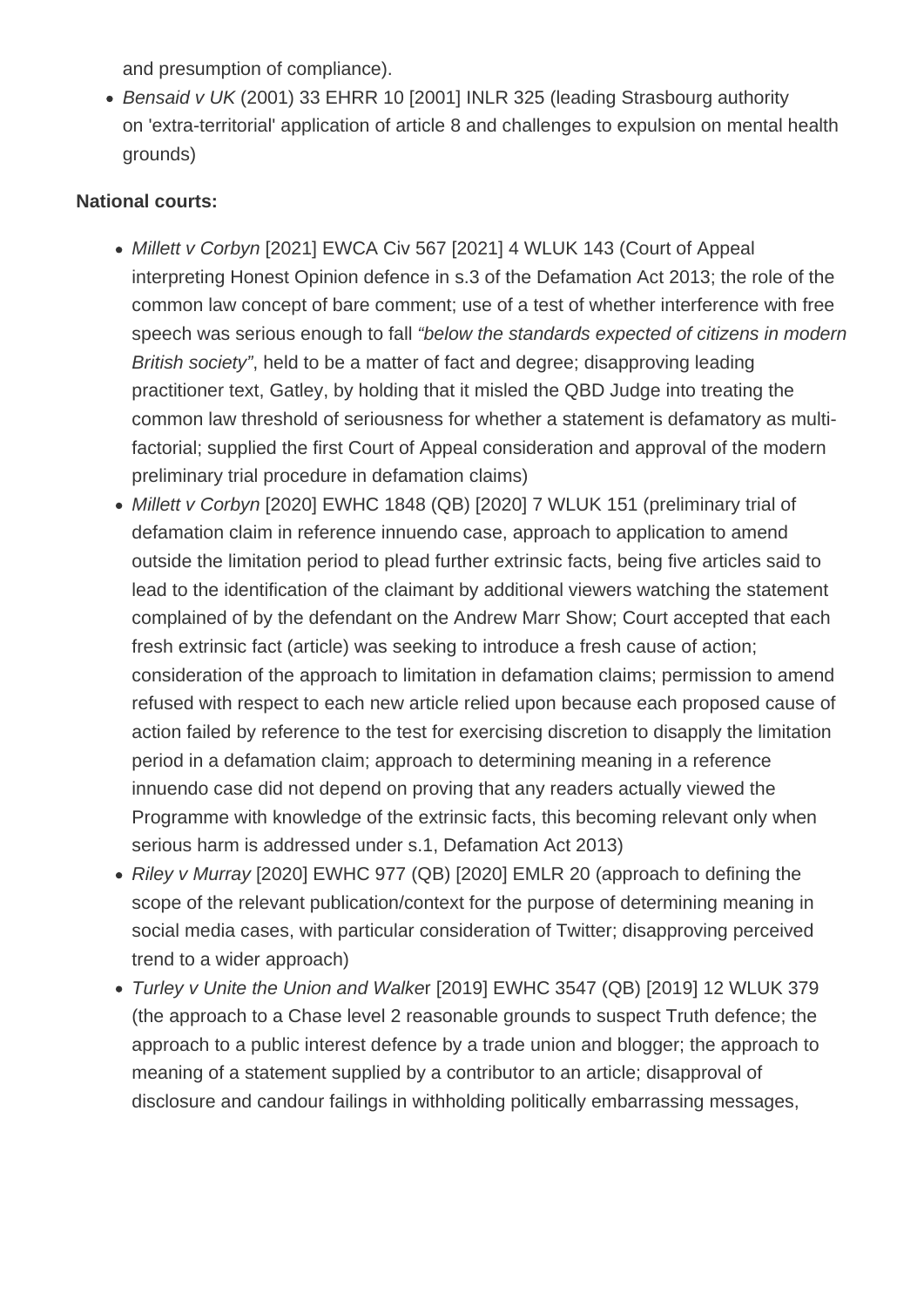and presumption of compliance).

- *Bensaid v UK* (2001) 33 EHRR 10 [2001] INLR 325 (leading Strasbourg authority on 'extra-territorial' application of article 8 and challenges to expulsion on mental health grounds)

**National courts:**

- *Millett v Corbyn* [2021] EWCA Civ 567 [2021] 4 WLUK 143 (Court of Appeal interpreting Honest Opinion defence in s.3 of the Defamation Act 2013; the role of the common law concept of bare comment; use of a test of whether interference with free speech was serious enough to fall *"below the standards expected of citizens in modern British society"*, held to be a matter of fact and degree; disapproving leading practitioner text, Gatley, by holding that it misled the QBD Judge into treating the common law threshold of seriousness for whether a statement is defamatory as multi-factorial; supplied the first Court of Appeal consideration and approval of the modern preliminary trial procedure in defamation claims)
- *Millett v Corbyn* [2020] EWHC 1848 (QB) [2020] 7 WLUK 151 (preliminary trial of defamation claim in reference innuendo case, approach to application to amend outside the limitation period to plead further extrinsic facts, being five articles said to lead to the identification of the claimant by additional viewers watching the statement complained of by the defendant on the Andrew Marr Show; Court accepted that each fresh extrinsic fact (article) was seeking to introduce a fresh cause of action; consideration of the approach to limitation in defamation claims; permission to amend refused with respect to each new article relied upon because each proposed cause of action failed by reference to the test for exercising discretion to disapply the limitation period in a defamation claim; approach to determining meaning in a reference innuendo case did not depend on proving that any readers actually viewed the Programme with knowledge of the extrinsic facts, this becoming relevant only when serious harm is addressed under s.1, Defamation Act 2013)
- *Riley v Murray* [2020] EWHC 977 (QB) [2020] EMLR 20 (approach to defining the scope of the relevant publication/context for the purpose of determining meaning in social media cases, with particular consideration of Twitter; disapproving perceived trend to a wider approach)
- *Turley v Unite the Union and Walker* [2019] EWHC 3547 (QB) [2019] 12 WLUK 379 (the approach to a Chase level 2 reasonable grounds to suspect Truth defence; the approach to a public interest defence by a trade union and blogger; the approach to meaning of a statement supplied by a contributor to an article; disapproval of disclosure and candour failings in withholding politically embarrassing messages,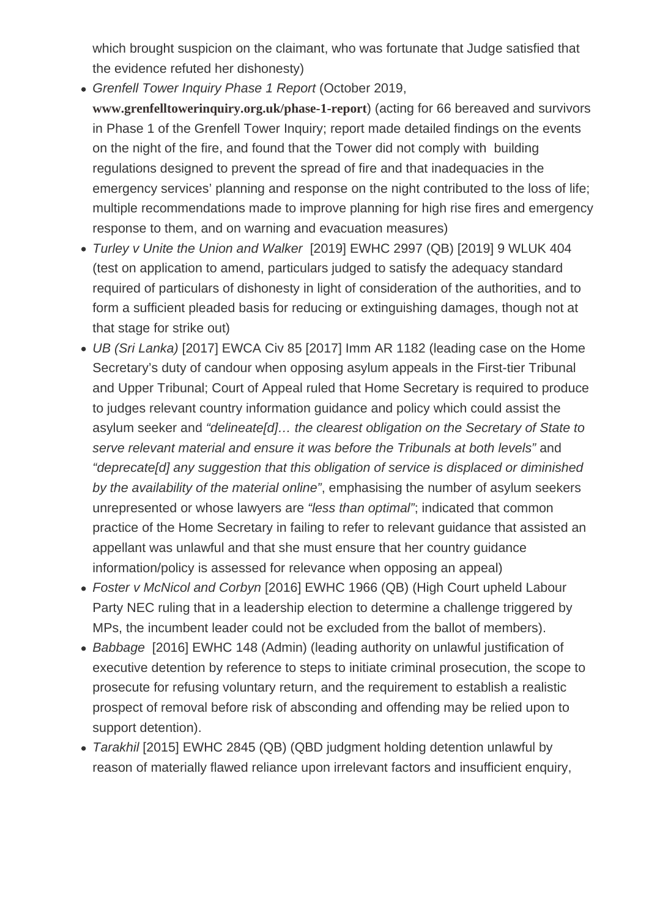which brought suspicion on the claimant, who was fortunate that Judge satisfied that the evidence refuted her dishonesty)

- *Grenfell Tower Inquiry Phase 1 Report* (October 2019, **www.grenfelltowerinquiry.org.uk/phase-1-report**) (acting for 66 bereaved and survivors in Phase 1 of the Grenfell Tower Inquiry; report made detailed findings on the events on the night of the fire, and found that the Tower did not comply with building regulations designed to prevent the spread of fire and that inadequacies in the emergency services' planning and response on the night contributed to the loss of life; multiple recommendations made to improve planning for high rise fires and emergency response to them, and on warning and evacuation measures)
- *Turley v Unite the Union and Walker* [2019] EWHC 2997 (QB) [2019] 9 WLUK 404 (test on application to amend, particulars judged to satisfy the adequacy standard required of particulars of dishonesty in light of consideration of the authorities, and to form a sufficient pleaded basis for reducing or extinguishing damages, though not at that stage for strike out)
- *UB (Sri Lanka)* [2017] EWCA Civ 85 [2017] Imm AR 1182 (leading case on the Home Secretary's duty of candour when opposing asylum appeals in the First-tier Tribunal and Upper Tribunal; Court of Appeal ruled that Home Secretary is required to produce to judges relevant country information guidance and policy which could assist the asylum seeker and *"delineate[d]… the clearest obligation on the Secretary of State to serve relevant material and ensure it was before the Tribunals at both levels"* and *"deprecate[d] any suggestion that this obligation of service is displaced or diminished by the availability of the material online"*, emphasising the number of asylum seekers unrepresented or whose lawyers are *"less than optimal"*; indicated that common practice of the Home Secretary in failing to refer to relevant guidance that assisted an appellant was unlawful and that she must ensure that her country guidance information/policy is assessed for relevance when opposing an appeal)
- *Foster v McNicol and Corbyn* [2016] EWHC 1966 (QB) (High Court upheld Labour Party NEC ruling that in a leadership election to determine a challenge triggered by MPs, the incumbent leader could not be excluded from the ballot of members).
- *Babbage* [2016] EWHC 148 (Admin) (leading authority on unlawful justification of executive detention by reference to steps to initiate criminal prosecution, the scope to prosecute for refusing voluntary return, and the requirement to establish a realistic prospect of removal before risk of absconding and offending may be relied upon to support detention).
- *Tarakhil* [2015] EWHC 2845 (QB) (QBD judgment holding detention unlawful by reason of materially flawed reliance upon irrelevant factors and insufficient enquiry,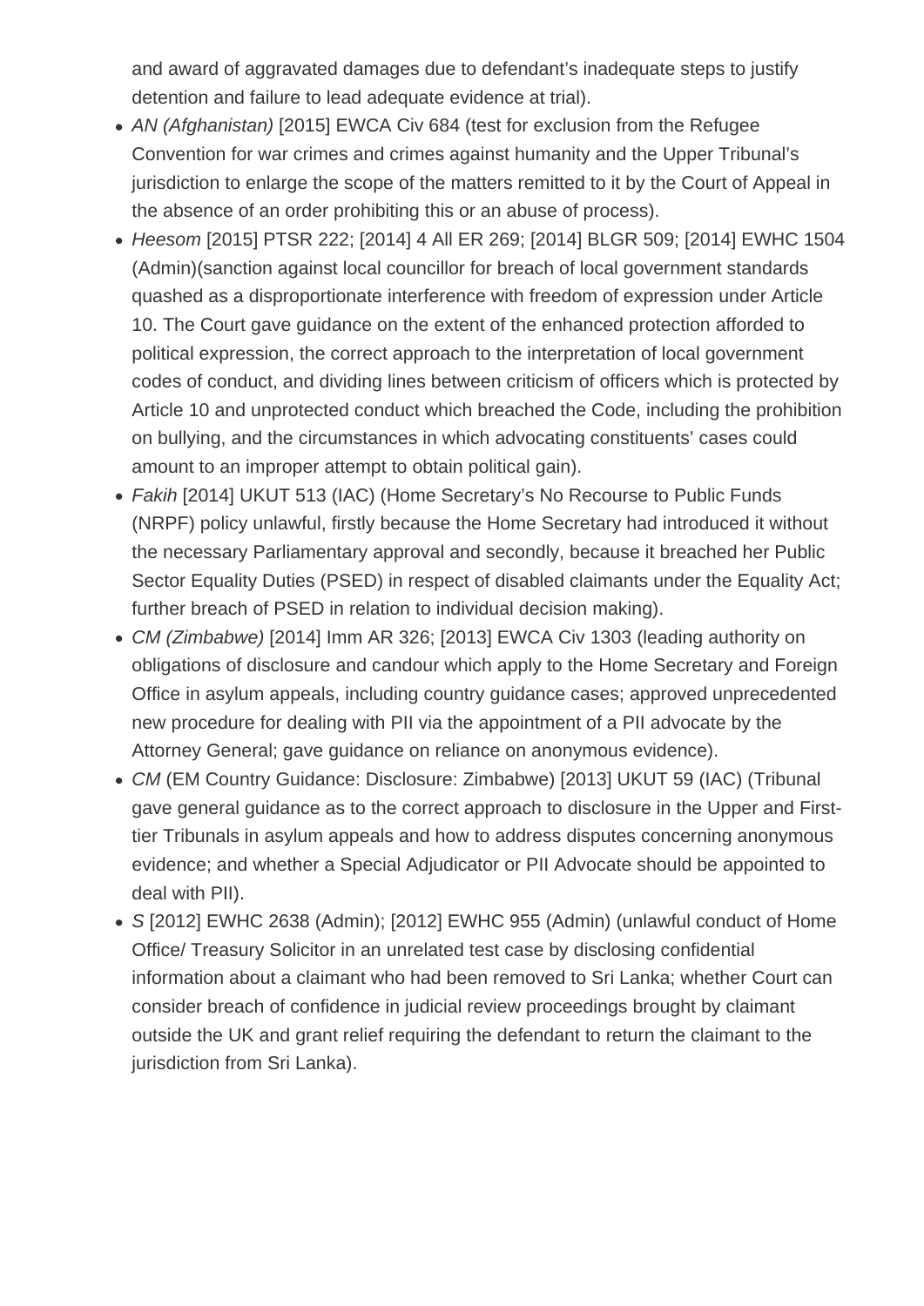and award of aggravated damages due to defendant's inadequate steps to justify detention and failure to lead adequate evidence at trial).

- *AN (Afghanistan)* [2015] EWCA Civ 684 (test for exclusion from the Refugee Convention for war crimes and crimes against humanity and the Upper Tribunal's jurisdiction to enlarge the scope of the matters remitted to it by the Court of Appeal in the absence of an order prohibiting this or an abuse of process).
- *Heesom* [2015] PTSR 222; [2014] 4 All ER 269; [2014] BLGR 509; [2014] EWHC 1504 (Admin)(sanction against local councillor for breach of local government standards quashed as a disproportionate interference with freedom of expression under Article 10. The Court gave guidance on the extent of the enhanced protection afforded to political expression, the correct approach to the interpretation of local government codes of conduct, and dividing lines between criticism of officers which is protected by Article 10 and unprotected conduct which breached the Code, including the prohibition on bullying, and the circumstances in which advocating constituents' cases could amount to an improper attempt to obtain political gain).
- *Fakih* [2014] UKUT 513 (IAC) (Home Secretary's No Recourse to Public Funds (NRPF) policy unlawful, firstly because the Home Secretary had introduced it without the necessary Parliamentary approval and secondly, because it breached her Public Sector Equality Duties (PSED) in respect of disabled claimants under the Equality Act; further breach of PSED in relation to individual decision making).
- *CM (Zimbabwe)* [2014] Imm AR 326; [2013] EWCA Civ 1303 (leading authority on obligations of disclosure and candour which apply to the Home Secretary and Foreign Office in asylum appeals, including country guidance cases; approved unprecedented new procedure for dealing with PII via the appointment of a PII advocate by the Attorney General; gave guidance on reliance on anonymous evidence).
- *CM* (EM Country Guidance: Disclosure: Zimbabwe) [2013] UKUT 59 (IAC) (Tribunal gave general guidance as to the correct approach to disclosure in the Upper and First-tier Tribunals in asylum appeals and how to address disputes concerning anonymous evidence; and whether a Special Adjudicator or PII Advocate should be appointed to deal with PII).
- *S* [2012] EWHC 2638 (Admin); [2012] EWHC 955 (Admin) (unlawful conduct of Home Office/ Treasury Solicitor in an unrelated test case by disclosing confidential information about a claimant who had been removed to Sri Lanka; whether Court can consider breach of confidence in judicial review proceedings brought by claimant outside the UK and grant relief requiring the defendant to return the claimant to the jurisdiction from Sri Lanka).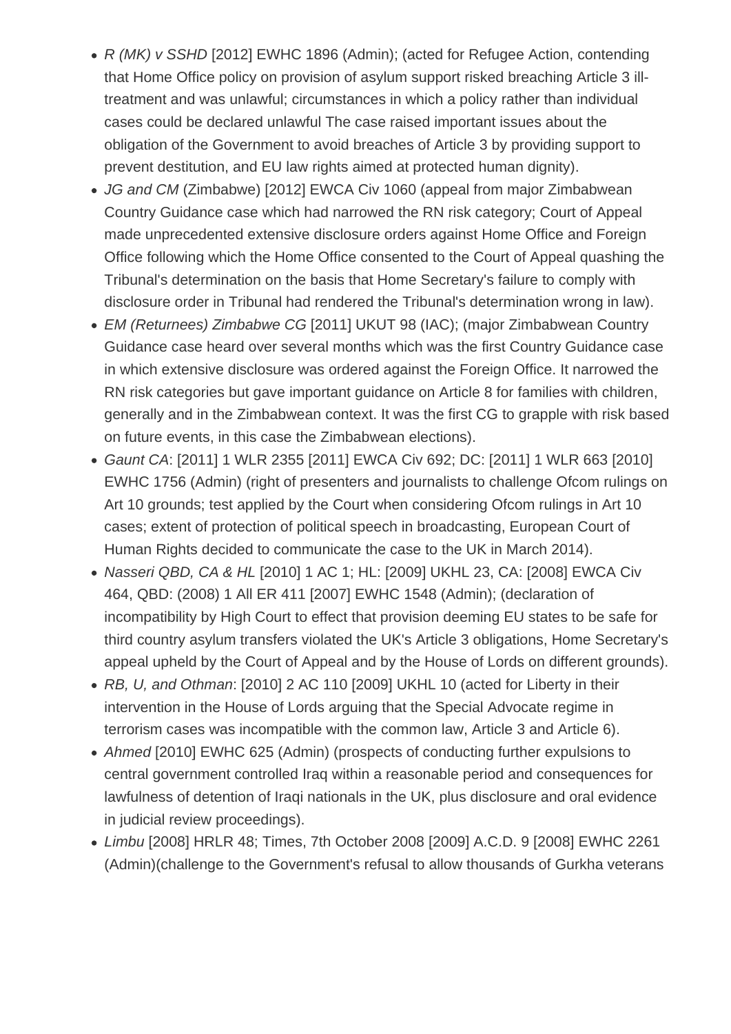- *R (MK) v SSHD* [2012] EWHC 1896 (Admin); (acted for Refugee Action, contending that Home Office policy on provision of asylum support risked breaching Article 3 ill-treatment and was unlawful; circumstances in which a policy rather than individual cases could be declared unlawful The case raised important issues about the obligation of the Government to avoid breaches of Article 3 by providing support to prevent destitution, and EU law rights aimed at protected human dignity).
- *JG and CM* (Zimbabwe) [2012] EWCA Civ 1060 (appeal from major Zimbabwean Country Guidance case which had narrowed the RN risk category; Court of Appeal made unprecedented extensive disclosure orders against Home Office and Foreign Office following which the Home Office consented to the Court of Appeal quashing the Tribunal's determination on the basis that Home Secretary's failure to comply with disclosure order in Tribunal had rendered the Tribunal's determination wrong in law).
- *EM (Returnees) Zimbabwe CG* [2011] UKUT 98 (IAC); (major Zimbabwean Country Guidance case heard over several months which was the first Country Guidance case in which extensive disclosure was ordered against the Foreign Office. It narrowed the RN risk categories but gave important guidance on Article 8 for families with children, generally and in the Zimbabwean context. It was the first CG to grapple with risk based on future events, in this case the Zimbabwean elections).
- *Gaunt CA*: [2011] 1 WLR 2355 [2011] EWCA Civ 692; DC: [2011] 1 WLR 663 [2010] EWHC 1756 (Admin) (right of presenters and journalists to challenge Ofcom rulings on Art 10 grounds; test applied by the Court when considering Ofcom rulings in Art 10 cases; extent of protection of political speech in broadcasting, European Court of Human Rights decided to communicate the case to the UK in March 2014).
- *Nasseri QBD, CA & HL* [2010] 1 AC 1; HL: [2009] UKHL 23, CA: [2008] EWCA Civ 464, QBD: (2008) 1 All ER 411 [2007] EWHC 1548 (Admin); (declaration of incompatibility by High Court to effect that provision deeming EU states to be safe for third country asylum transfers violated the UK's Article 3 obligations, Home Secretary's appeal upheld by the Court of Appeal and by the House of Lords on different grounds).
- *RB, U, and Othman*: [2010] 2 AC 110 [2009] UKHL 10 (acted for Liberty in their intervention in the House of Lords arguing that the Special Advocate regime in terrorism cases was incompatible with the common law, Article 3 and Article 6).
- *Ahmed* [2010] EWHC 625 (Admin) (prospects of conducting further expulsions to central government controlled Iraq within a reasonable period and consequences for lawfulness of detention of Iraqi nationals in the UK, plus disclosure and oral evidence in judicial review proceedings).
- *Limbu* [2008] HRLR 48; Times, 7th October 2008 [2009] A.C.D. 9 [2008] EWHC 2261 (Admin)(challenge to the Government's refusal to allow thousands of Gurkha veterans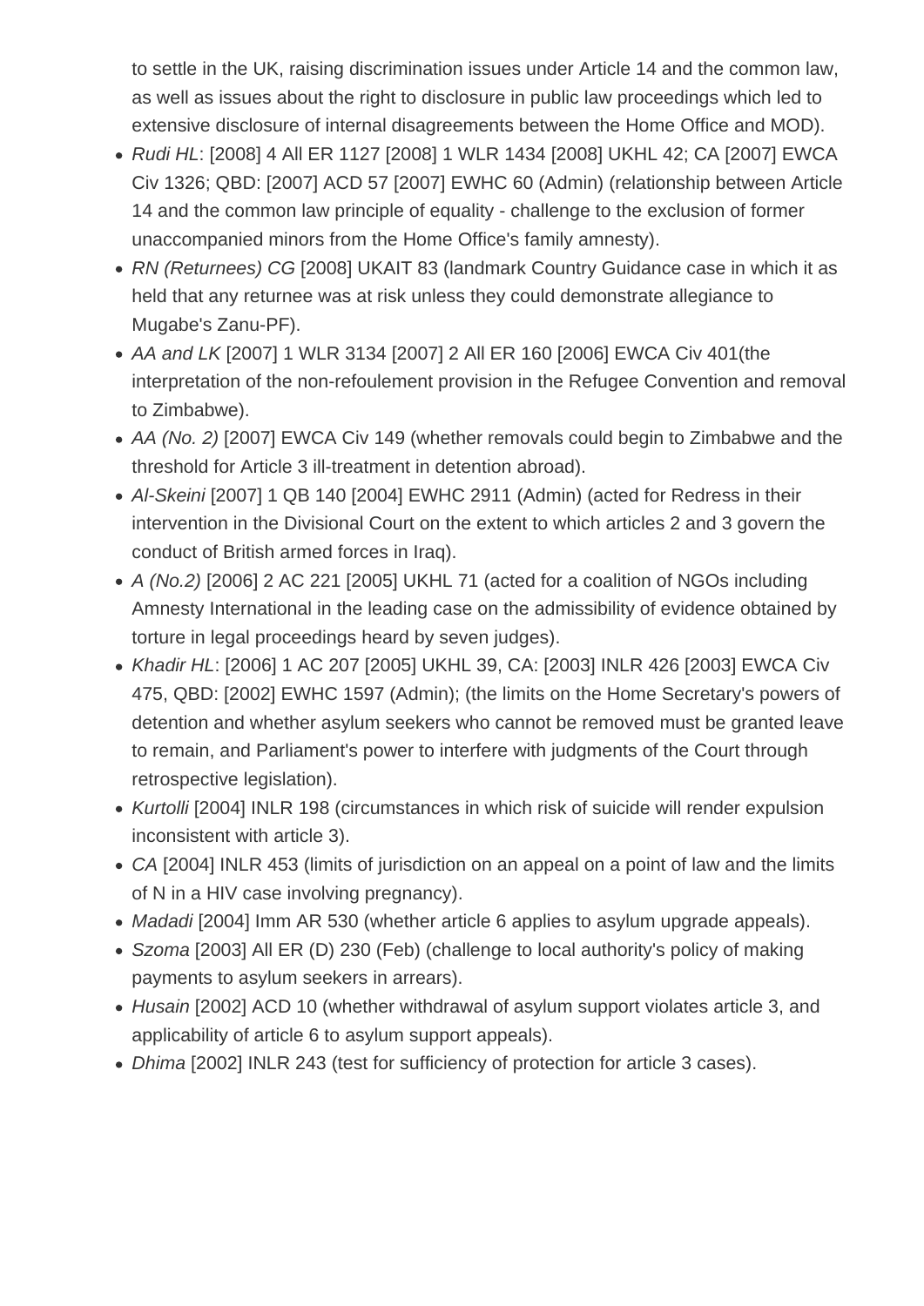to settle in the UK, raising discrimination issues under Article 14 and the common law, as well as issues about the right to disclosure in public law proceedings which led to extensive disclosure of internal disagreements between the Home Office and MOD).

- *Rudi HL*: [2008] 4 All ER 1127 [2008] 1 WLR 1434 [2008] UKHL 42; CA [2007] EWCA Civ 1326; QBD: [2007] ACD 57 [2007] EWHC 60 (Admin) (relationship between Article 14 and the common law principle of equality - challenge to the exclusion of former unaccompanied minors from the Home Office's family amnesty).
- *RN (Returnees) CG* [2008] UKAIT 83 (landmark Country Guidance case in which it as held that any returnee was at risk unless they could demonstrate allegiance to Mugabe's Zanu-PF).
- *AA and LK* [2007] 1 WLR 3134 [2007] 2 All ER 160 [2006] EWCA Civ 401(the interpretation of the non-refoulement provision in the Refugee Convention and removal to Zimbabwe).
- *AA (No. 2)* [2007] EWCA Civ 149 (whether removals could begin to Zimbabwe and the threshold for Article 3 ill-treatment in detention abroad).
- *Al-Skeini* [2007] 1 QB 140 [2004] EWHC 2911 (Admin) (acted for Redress in their intervention in the Divisional Court on the extent to which articles 2 and 3 govern the conduct of British armed forces in Iraq).
- *A (No.2)* [2006] 2 AC 221 [2005] UKHL 71 (acted for a coalition of NGOs including Amnesty International in the leading case on the admissibility of evidence obtained by torture in legal proceedings heard by seven judges).
- *Khadir HL*: [2006] 1 AC 207 [2005] UKHL 39, CA: [2003] INLR 426 [2003] EWCA Civ 475, QBD: [2002] EWHC 1597 (Admin); (the limits on the Home Secretary's powers of detention and whether asylum seekers who cannot be removed must be granted leave to remain, and Parliament's power to interfere with judgments of the Court through retrospective legislation).
- *Kurtolli* [2004] INLR 198 (circumstances in which risk of suicide will render expulsion inconsistent with article 3).
- *CA* [2004] INLR 453 (limits of jurisdiction on an appeal on a point of law and the limits of N in a HIV case involving pregnancy).
- *Madadi* [2004] Imm AR 530 (whether article 6 applies to asylum upgrade appeals).
- *Szoma* [2003] All ER (D) 230 (Feb) (challenge to local authority's policy of making payments to asylum seekers in arrears).
- *Husain* [2002] ACD 10 (whether withdrawal of asylum support violates article 3, and applicability of article 6 to asylum support appeals).
- *Dhima* [2002] INLR 243 (test for sufficiency of protection for article 3 cases).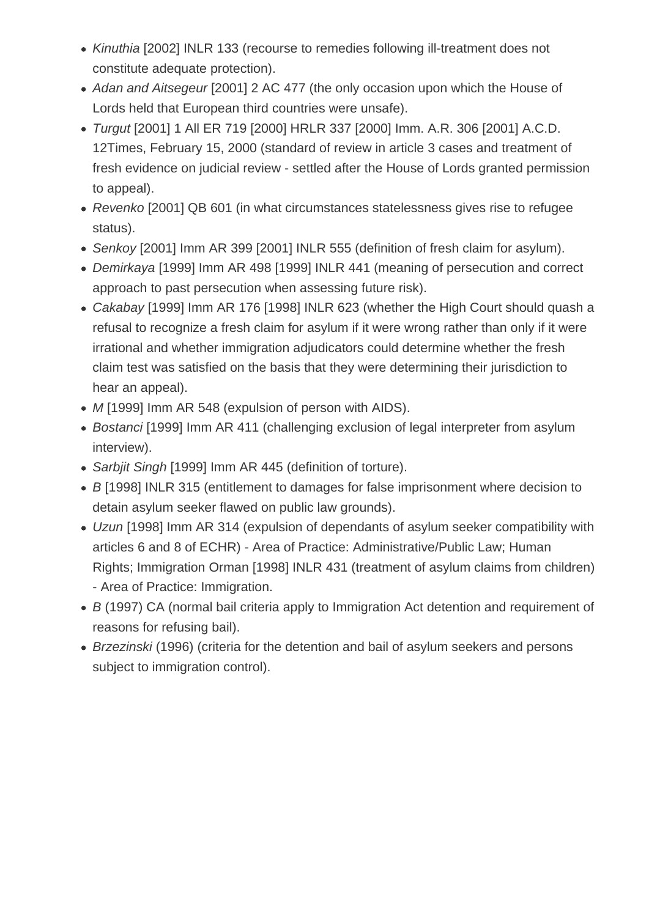- *Kinuthia* [2002] INLR 133 (recourse to remedies following ill-treatment does not constitute adequate protection).
- *Adan and Aitsegeur* [2001] 2 AC 477 (the only occasion upon which the House of Lords held that European third countries were unsafe).
- *Turgut* [2001] 1 All ER 719 [2000] HRLR 337 [2000] Imm. A.R. 306 [2001] A.C.D. 12Times, February 15, 2000 (standard of review in article 3 cases and treatment of fresh evidence on judicial review - settled after the House of Lords granted permission to appeal).
- *Revenko* [2001] QB 601 (in what circumstances statelessness gives rise to refugee status).
- *Senkoy* [2001] Imm AR 399 [2001] INLR 555 (definition of fresh claim for asylum).
- *Demirkaya* [1999] Imm AR 498 [1999] INLR 441 (meaning of persecution and correct approach to past persecution when assessing future risk).
- *Cakabay* [1999] Imm AR 176 [1998] INLR 623 (whether the High Court should quash a refusal to recognize a fresh claim for asylum if it were wrong rather than only if it were irrational and whether immigration adjudicators could determine whether the fresh claim test was satisfied on the basis that they were determining their jurisdiction to hear an appeal).
- *M* [1999] Imm AR 548 (expulsion of person with AIDS).
- *Bostanci* [1999] Imm AR 411 (challenging exclusion of legal interpreter from asylum interview).
- *Sarbjit Singh* [1999] Imm AR 445 (definition of torture).
- *B* [1998] INLR 315 (entitlement to damages for false imprisonment where decision to detain asylum seeker flawed on public law grounds).
- *Uzun* [1998] Imm AR 314 (expulsion of dependants of asylum seeker compatibility with articles 6 and 8 of ECHR) - Area of Practice: Administrative/Public Law; Human Rights; Immigration Orman [1998] INLR 431 (treatment of asylum claims from children) - Area of Practice: Immigration.
- *B* (1997) CA (normal bail criteria apply to Immigration Act detention and requirement of reasons for refusing bail).
- *Brzezinski* (1996) (criteria for the detention and bail of asylum seekers and persons subject to immigration control).